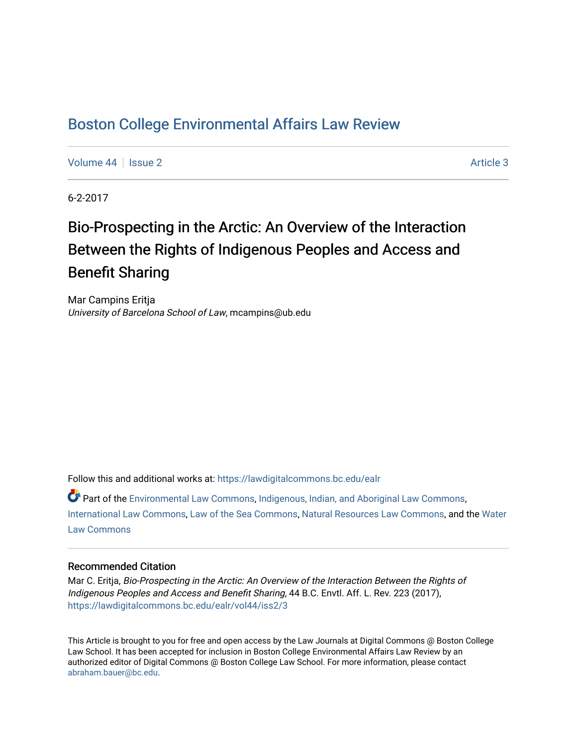# Boston College Environmental Affairs Law Review

Volume 44 | Issue 2 Article 3

6-2-2017

## Bio-Prospecting in the Arctic: An Overview of the Interaction Between the Rights of Indigenous Peoples and Access and Benefit Sharing

Mar Campins Eritja
*University of Barcelona School of Law*, mcampins@ub.edu

Follow this and additional works at: https://lawdigitalcommons.bc.edu/ealr

Part of the Environmental Law Commons, Indigenous, Indian, and Aboriginal Law Commons, International Law Commons, Law of the Sea Commons, Natural Resources Law Commons, and the Water Law Commons

### Recommended Citation

Mar C. Eritja, *Bio-Prospecting in the Arctic: An Overview of the Interaction Between the Rights of Indigenous Peoples and Access and Benefit Sharing*, 44 B.C. Envtl. Aff. L. Rev. 223 (2017), https://lawdigitalcommons.bc.edu/ealr/vol44/iss2/3

This Article is brought to you for free and open access by the Law Journals at Digital Commons @ Boston College Law School. It has been accepted for inclusion in Boston College Environmental Affairs Law Review by an authorized editor of Digital Commons @ Boston College Law School. For more information, please contact abraham.bauer@bc.edu.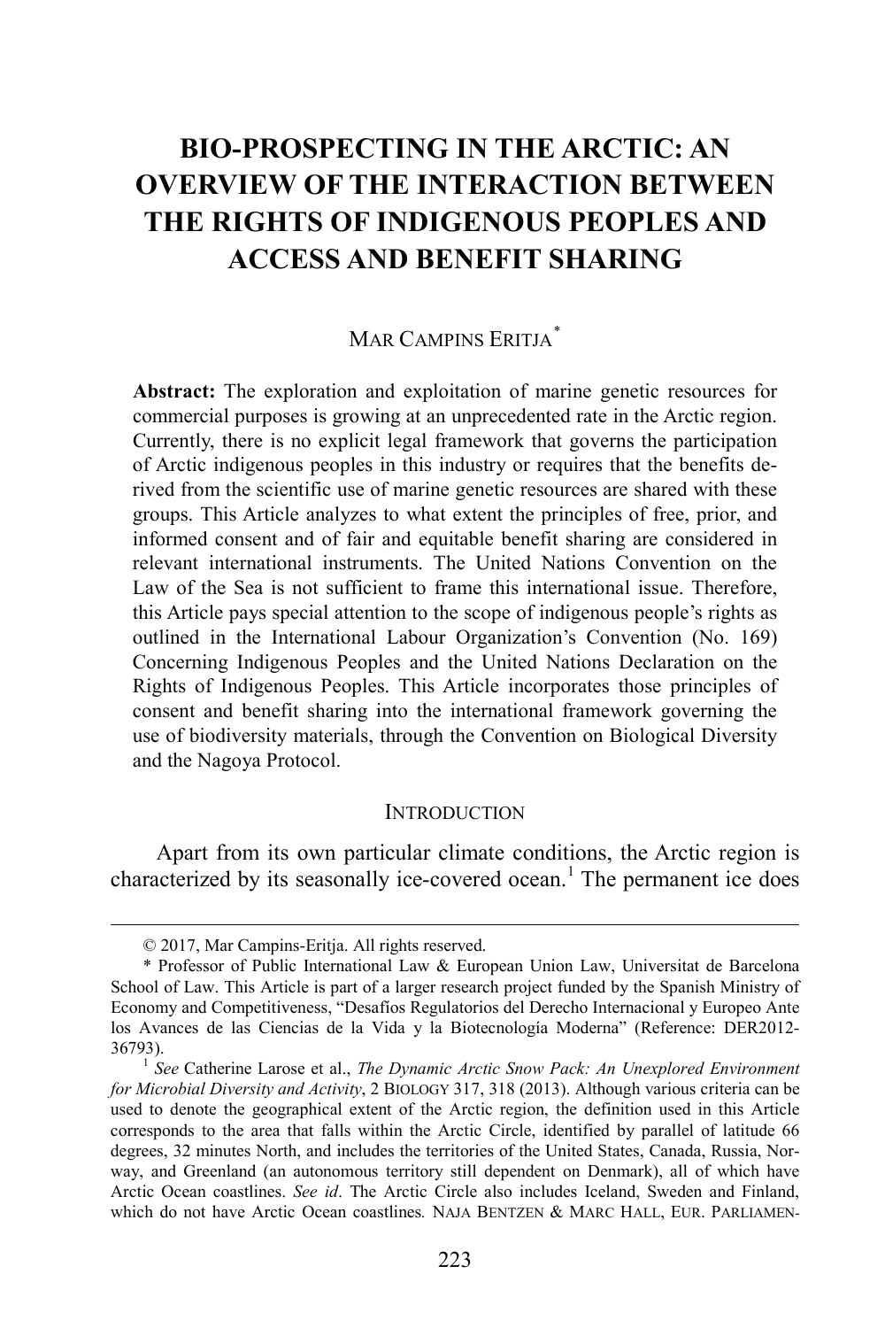# BIO-PROSPECTING IN THE ARCTIC: AN OVERVIEW OF THE INTERACTION BETWEEN THE RIGHTS OF INDIGENOUS PEOPLES AND ACCESS AND BENEFIT SHARING

MAR CAMPINS ERITJA*

**Abstract:** The exploration and exploitation of marine genetic resources for commercial purposes is growing at an unprecedented rate in the Arctic region. Currently, there is no explicit legal framework that governs the participation of Arctic indigenous peoples in this industry or requires that the benefits derived from the scientific use of marine genetic resources are shared with these groups. This Article analyzes to what extent the principles of free, prior, and informed consent and of fair and equitable benefit sharing are considered in relevant international instruments. The United Nations Convention on the Law of the Sea is not sufficient to frame this international issue. Therefore, this Article pays special attention to the scope of indigenous people's rights as outlined in the International Labour Organization's Convention (No. 169) Concerning Indigenous Peoples and the United Nations Declaration on the Rights of Indigenous Peoples. This Article incorporates those principles of consent and benefit sharing into the international framework governing the use of biodiversity materials, through the Convention on Biological Diversity and the Nagoya Protocol.

## INTRODUCTION

Apart from its own particular climate conditions, the Arctic region is characterized by its seasonally ice-covered ocean.[1] The permanent ice does

---

© 2017, Mar Campins-Eritja. All rights reserved.

\* Professor of Public International Law & European Union Law, Universitat de Barcelona School of Law. This Article is part of a larger research project funded by the Spanish Ministry of Economy and Competitiveness, "Desafíos Regulatorios del Derecho Internacional y Europeo Ante los Avances de las Ciencias de la Vida y la Biotecnología Moderna" (Reference: DER2012-36793).

[1] *See* Catherine Larose et al., *The Dynamic Arctic Snow Pack: An Unexplored Environment for Microbial Diversity and Activity*, 2 BIOLOGY 317, 318 (2013). Although various criteria can be used to denote the geographical extent of the Arctic region, the definition used in this Article corresponds to the area that falls within the Arctic Circle, identified by parallel of latitude 66 degrees, 32 minutes North, and includes the territories of the United States, Canada, Russia, Norway, and Greenland (an autonomous territory still dependent on Denmark), all of which have Arctic Ocean coastlines. *See id*. The Arctic Circle also includes Iceland, Sweden and Finland, which do not have Arctic Ocean coastlines. NAJA BENTZEN & MARC HALL, EUR. PARLIAMEN-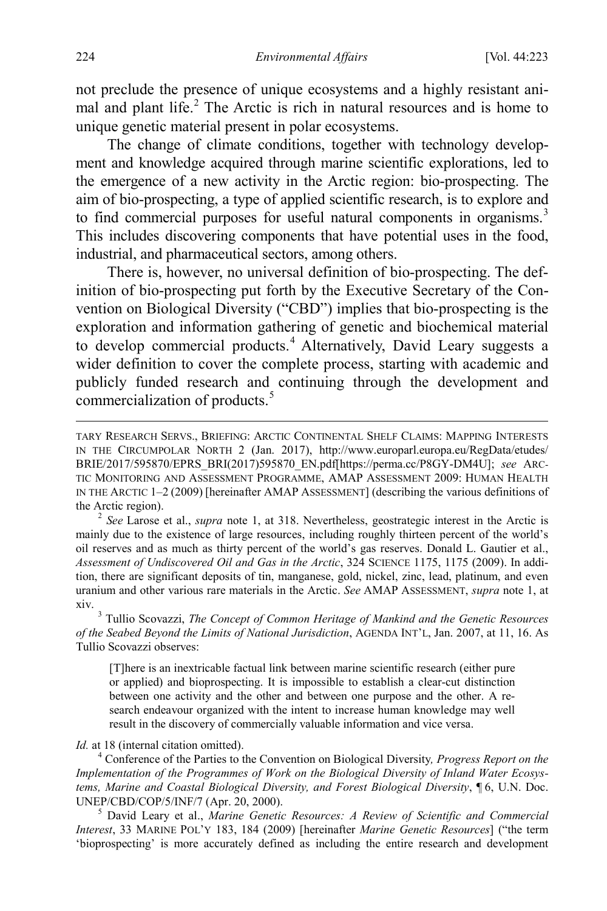not preclude the presence of unique ecosystems and a highly resistant animal and plant life.[2] The Arctic is rich in natural resources and is home to unique genetic material present in polar ecosystems.

The change of climate conditions, together with technology development and knowledge acquired through marine scientific explorations, led to the emergence of a new activity in the Arctic region: bio-prospecting. The aim of bio-prospecting, a type of applied scientific research, is to explore and to find commercial purposes for useful natural components in organisms.[3] This includes discovering components that have potential uses in the food, industrial, and pharmaceutical sectors, among others.

There is, however, no universal definition of bio-prospecting. The definition of bio-prospecting put forth by the Executive Secretary of the Convention on Biological Diversity ("CBD") implies that bio-prospecting is the exploration and information gathering of genetic and biochemical material to develop commercial products.[4] Alternatively, David Leary suggests a wider definition to cover the complete process, starting with academic and publicly funded research and continuing through the development and commercialization of products.[5]

---

TARY RESEARCH SERVS., BRIEFING: ARCTIC CONTINENTAL SHELF CLAIMS: MAPPING INTERESTS IN THE CIRCUMPOLAR NORTH 2 (Jan. 2017), http://www.europarl.europa.eu/RegData/etudes/BRIE/2017/595870/EPRS_BRI(2017)595870_EN.pdf[https://perma.cc/P8GY-DM4U]; *see* ARCTIC MONITORING AND ASSESSMENT PROGRAMME, AMAP ASSESSMENT 2009: HUMAN HEALTH IN THE ARCTIC 1–2 (2009) [hereinafter AMAP ASSESSMENT] (describing the various definitions of the Arctic region).

[2] *See* Larose et al., *supra* note 1, at 318. Nevertheless, geostrategic interest in the Arctic is mainly due to the existence of large resources, including roughly thirteen percent of the world's oil reserves and as much as thirty percent of the world's gas reserves. Donald L. Gautier et al., *Assessment of Undiscovered Oil and Gas in the Arctic*, 324 SCIENCE 1175, 1175 (2009). In addition, there are significant deposits of tin, manganese, gold, nickel, zinc, lead, platinum, and even uranium and other various rare materials in the Arctic. *See* AMAP ASSESSMENT, *supra* note 1, at xiv.

[3] Tullio Scovazzi, *The Concept of Common Heritage of Mankind and the Genetic Resources of the Seabed Beyond the Limits of National Jurisdiction*, AGENDA INT'L, Jan. 2007, at 11, 16. As Tullio Scovazzi observes:

> [T]here is an inextricable factual link between marine scientific research (either pure or applied) and bioprospecting. It is impossible to establish a clear-cut distinction between one activity and the other and between one purpose and the other. A research endeavour organized with the intent to increase human knowledge may well result in the discovery of commercially valuable information and vice versa.

*Id.* at 18 (internal citation omitted).

[4] Conference of the Parties to the Convention on Biological Diversity*, Progress Report on the Implementation of the Programmes of Work on the Biological Diversity of Inland Water Ecosystems, Marine and Coastal Biological Diversity, and Forest Biological Diversity*, ¶ 6, U.N. Doc. UNEP/CBD/COP/5/INF/7 (Apr. 20, 2000).

[5] David Leary et al., *Marine Genetic Resources: A Review of Scientific and Commercial Interest*, 33 MARINE POL'Y 183, 184 (2009) [hereinafter *Marine Genetic Resources*] ("the term 'bioprospecting' is more accurately defined as including the entire research and development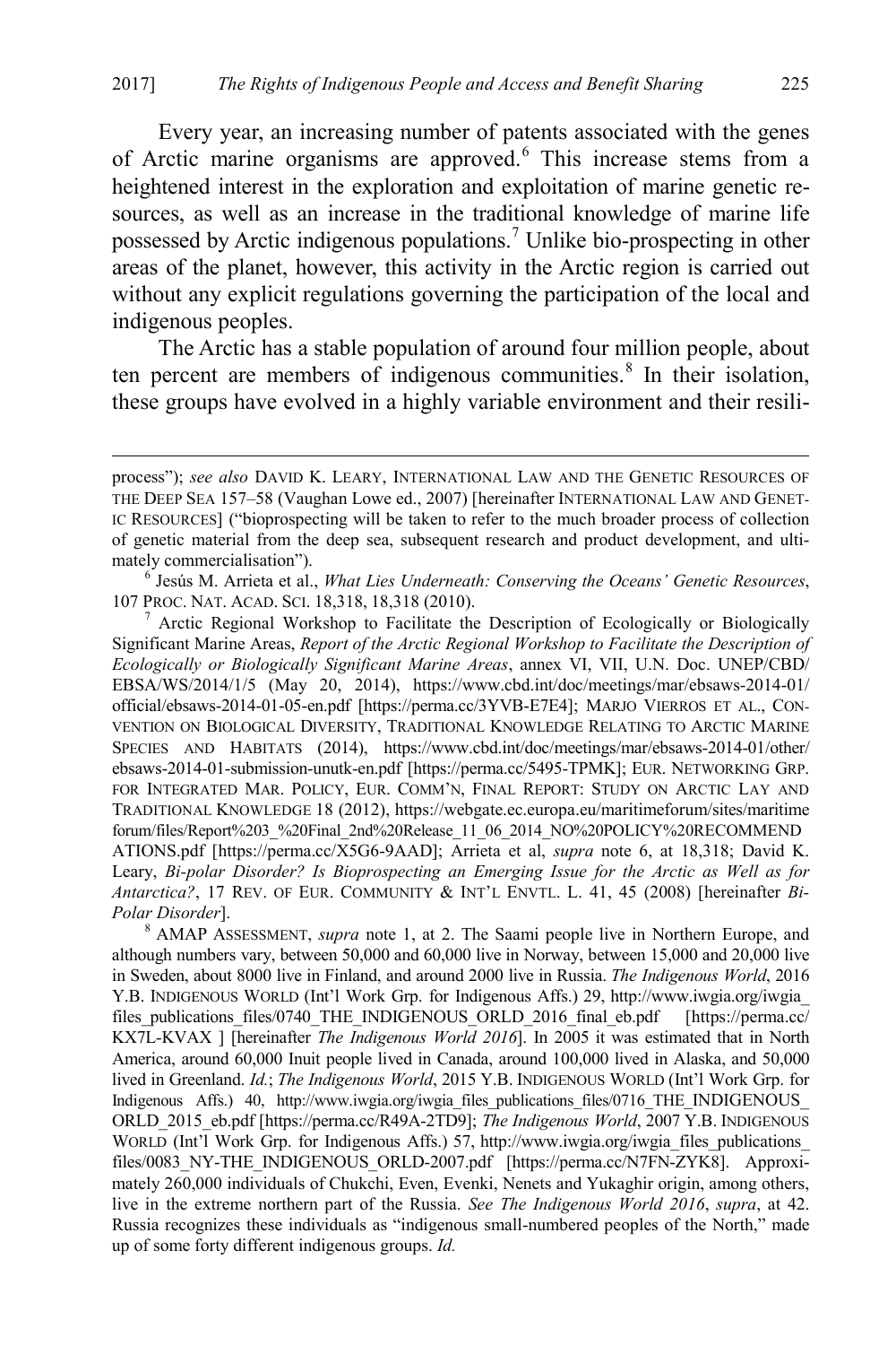Every year, an increasing number of patents associated with the genes of Arctic marine organisms are approved.[6] This increase stems from a heightened interest in the exploration and exploitation of marine genetic resources, as well as an increase in the traditional knowledge of marine life possessed by Arctic indigenous populations.[7] Unlike bio-prospecting in other areas of the planet, however, this activity in the Arctic region is carried out without any explicit regulations governing the participation of the local and indigenous peoples.

The Arctic has a stable population of around four million people, about ten percent are members of indigenous communities.[8] In their isolation, these groups have evolved in a highly variable environment and their resili-

---

process"); *see also* DAVID K. LEARY, INTERNATIONAL LAW AND THE GENETIC RESOURCES OF THE DEEP SEA 157–58 (Vaughan Lowe ed., 2007) [hereinafter INTERNATIONAL LAW AND GENETIC RESOURCES] ("bioprospecting will be taken to refer to the much broader process of collection of genetic material from the deep sea, subsequent research and product development, and ultimately commercialisation").

[6] Jesús M. Arrieta et al., *What Lies Underneath: Conserving the Oceans' Genetic Resources*, 107 PROC. NAT. ACAD. SCI. 18,318, 18,318 (2010).

[7] Arctic Regional Workshop to Facilitate the Description of Ecologically or Biologically Significant Marine Areas, *Report of the Arctic Regional Workshop to Facilitate the Description of Ecologically or Biologically Significant Marine Areas*, annex VI, VII, U.N. Doc. UNEP/CBD/EBSA/WS/2014/1/5 (May 20, 2014), https://www.cbd.int/doc/meetings/mar/ebsaws-2014-01/official/ebsaws-2014-01-05-en.pdf [https://perma.cc/3YVB-E7E4]; MARJO VIERROS ET AL., CONVENTION ON BIOLOGICAL DIVERSITY, TRADITIONAL KNOWLEDGE RELATING TO ARCTIC MARINE SPECIES AND HABITATS (2014), https://www.cbd.int/doc/meetings/mar/ebsaws-2014-01/other/ebsaws-2014-01-submission-unutk-en.pdf [https://perma.cc/5495-TPMK]; EUR. NETWORKING GRP. FOR INTEGRATED MAR. POLICY, EUR. COMM'N, FINAL REPORT: STUDY ON ARCTIC LAY AND TRADITIONAL KNOWLEDGE 18 (2012), https://webgate.ec.europa.eu/maritimeforum/sites/maritimeforum/files/Report%203_%20Final_2nd%20Release_11_06_2014_NO%20POLICY%20RECOMMENDATIONS.pdf [https://perma.cc/X5G6-9AAD]; Arrieta et al, *supra* note 6, at 18,318; David K. Leary, *Bi-polar Disorder? Is Bioprospecting an Emerging Issue for the Arctic as Well as for Antarctica?*, 17 REV. OF EUR. COMMUNITY & INT'L ENVTL. L. 41, 45 (2008) [hereinafter *Bi-Polar Disorder*].

[8] AMAP ASSESSMENT, *supra* note 1, at 2. The Saami people live in Northern Europe, and although numbers vary, between 50,000 and 60,000 live in Norway, between 15,000 and 20,000 live in Sweden, about 8000 live in Finland, and around 2000 live in Russia. *The Indigenous World*, 2016 Y.B. INDIGENOUS WORLD (Int'l Work Grp. for Indigenous Affs.) 29, http://www.iwgia.org/iwgia_files_publications_files/0740_THE_INDIGENOUS_ORLD_2016_final_eb.pdf [https://perma.cc/KX7L-KVAX ] [hereinafter *The Indigenous World 2016*]. In 2005 it was estimated that in North America, around 60,000 Inuit people lived in Canada, around 100,000 lived in Alaska, and 50,000 lived in Greenland. *Id.*; *The Indigenous World*, 2015 Y.B. INDIGENOUS WORLD (Int'l Work Grp. for Indigenous Affs.) 40, http://www.iwgia.org/iwgia_files_publications_files/0716_THE_INDIGENOUS_ORLD_2015_eb.pdf [https://perma.cc/R49A-2TD9]; *The Indigenous World*, 2007 Y.B. INDIGENOUS WORLD (Int'l Work Grp. for Indigenous Affs.) 57, http://www.iwgia.org/iwgia_files_publications_files/0083_NY-THE_INDIGENOUS_ORLD-2007.pdf [https://perma.cc/N7FN-ZYK8]. Approximately 260,000 individuals of Chukchi, Even, Evenki, Nenets and Yukaghir origin, among others, live in the extreme northern part of the Russia. *See The Indigenous World 2016*, *supra*, at 42. Russia recognizes these individuals as "indigenous small-numbered peoples of the North," made up of some forty different indigenous groups. *Id.*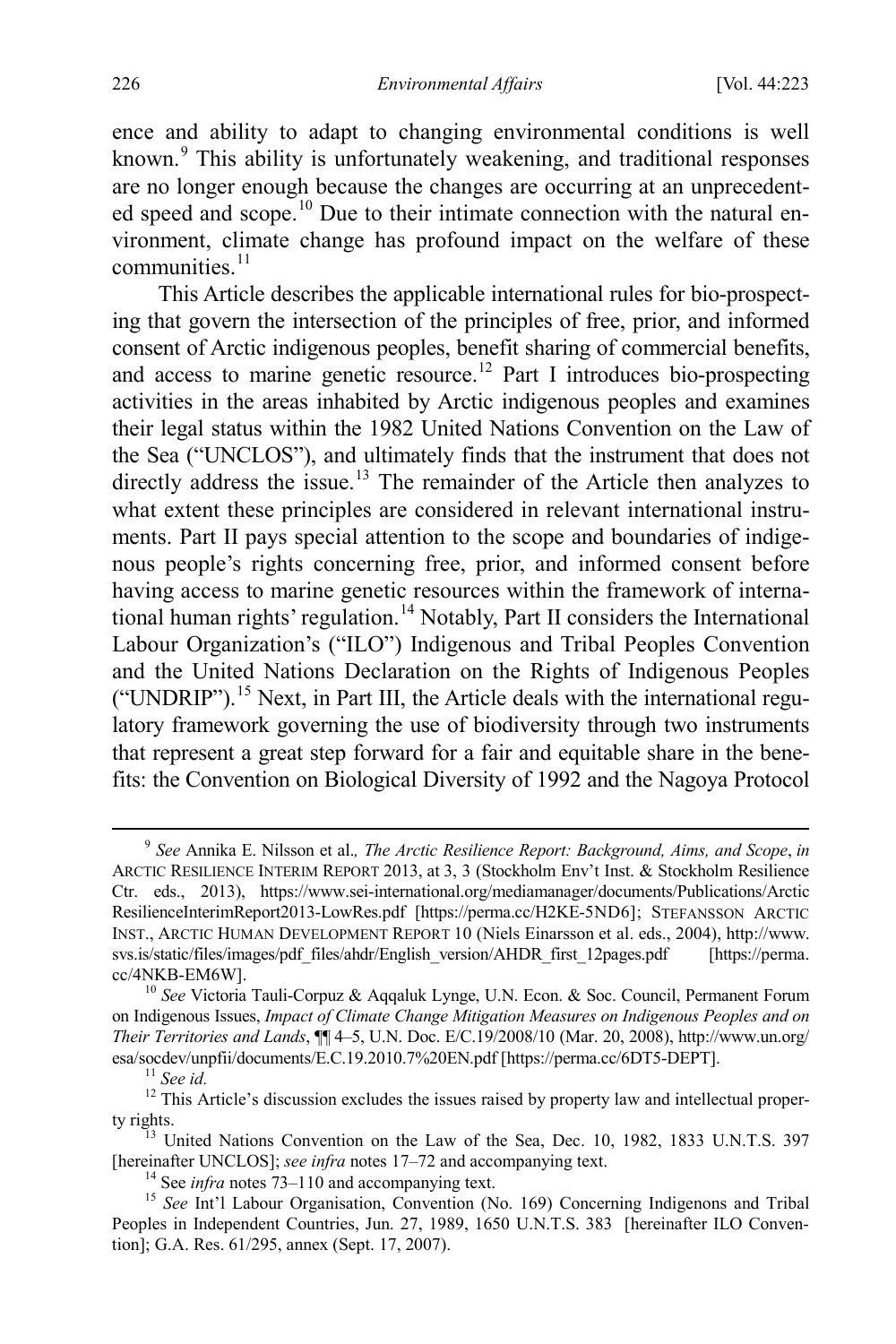ence and ability to adapt to changing environmental conditions is well known.[9] This ability is unfortunately weakening, and traditional responses are no longer enough because the changes are occurring at an unprecedented speed and scope.[10] Due to their intimate connection with the natural environment, climate change has profound impact on the welfare of these communities.[11]

This Article describes the applicable international rules for bio-prospecting that govern the intersection of the principles of free, prior, and informed consent of Arctic indigenous peoples, benefit sharing of commercial benefits, and access to marine genetic resource.[12] Part I introduces bio-prospecting activities in the areas inhabited by Arctic indigenous peoples and examines their legal status within the 1982 United Nations Convention on the Law of the Sea ("UNCLOS"), and ultimately finds that the instrument that does not directly address the issue.[13] The remainder of the Article then analyzes to what extent these principles are considered in relevant international instruments. Part II pays special attention to the scope and boundaries of indigenous people's rights concerning free, prior, and informed consent before having access to marine genetic resources within the framework of international human rights' regulation.[14] Notably, Part II considers the International Labour Organization's ("ILO") Indigenous and Tribal Peoples Convention and the United Nations Declaration on the Rights of Indigenous Peoples ("UNDRIP").[15] Next, in Part III, the Article deals with the international regulatory framework governing the use of biodiversity through two instruments that represent a great step forward for a fair and equitable share in the benefits: the Convention on Biological Diversity of 1992 and the Nagoya Protocol

---

[9] *See* Annika E. Nilsson et al., *The Arctic Resilience Report: Background, Aims, and Scope*, *in* ARCTIC RESILIENCE INTERIM REPORT 2013, at 3, 3 (Stockholm Env't Inst. & Stockholm Resilience Ctr. eds., 2013), https://www.sei-international.org/mediamanager/documents/Publications/ArcticResilienceInterimReport2013-LowRes.pdf [https://perma.cc/H2KE-5ND6]; STEFANSSON ARCTIC INST., ARCTIC HUMAN DEVELOPMENT REPORT 10 (Niels Einarsson et al. eds., 2004), http://www.svs.is/static/files/images/pdf_files/ahdr/English_version/AHDR_first_12pages.pdf [https://perma.cc/4NKB-EM6W].

[10] *See* Victoria Tauli-Corpuz & Aqqaluk Lynge, U.N. Econ. & Soc. Council, Permanent Forum on Indigenous Issues, *Impact of Climate Change Mitigation Measures on Indigenous Peoples and on Their Territories and Lands*, ¶¶ 4–5, U.N. Doc. E/C.19/2008/10 (Mar. 20, 2008), http://www.un.org/esa/socdev/unpfii/documents/E.C.19.2010.7%20EN.pdf [https://perma.cc/6DT5-DEPT].

[11] *See id.*

[12] This Article's discussion excludes the issues raised by property law and intellectual property rights.

[13] United Nations Convention on the Law of the Sea, Dec. 10, 1982, 1833 U.N.T.S. 397 [hereinafter UNCLOS]; *see infra* notes 17–72 and accompanying text.

[14] See *infra* notes 73–110 and accompanying text.

[15] *See* Int'l Labour Organisation, Convention (No. 169) Concerning Indigenons and Tribal Peoples in Independent Countries, Jun. 27, 1989, 1650 U.N.T.S. 383 [hereinafter ILO Convention]; G.A. Res. 61/295, annex (Sept. 17, 2007).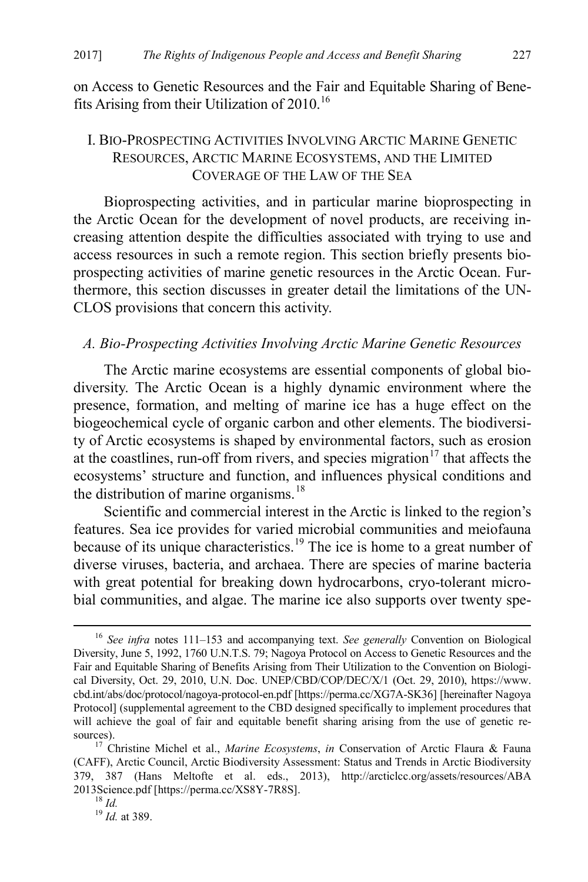on Access to Genetic Resources and the Fair and Equitable Sharing of Benefits Arising from their Utilization of 2010.[16]

## I. BIO-PROSPECTING ACTIVITIES INVOLVING ARCTIC MARINE GENETIC RESOURCES, ARCTIC MARINE ECOSYSTEMS, AND THE LIMITED COVERAGE OF THE LAW OF THE SEA

Bioprospecting activities, and in particular marine bioprospecting in the Arctic Ocean for the development of novel products, are receiving increasing attention despite the difficulties associated with trying to use and access resources in such a remote region. This section briefly presents bioprospecting activities of marine genetic resources in the Arctic Ocean. Furthermore, this section discusses in greater detail the limitations of the UNCLOS provisions that concern this activity.

### *A. Bio-Prospecting Activities Involving Arctic Marine Genetic Resources*

The Arctic marine ecosystems are essential components of global biodiversity. The Arctic Ocean is a highly dynamic environment where the presence, formation, and melting of marine ice has a huge effect on the biogeochemical cycle of organic carbon and other elements. The biodiversity of Arctic ecosystems is shaped by environmental factors, such as erosion at the coastlines, run-off from rivers, and species migration[17] that affects the ecosystems' structure and function, and influences physical conditions and the distribution of marine organisms.[18]

Scientific and commercial interest in the Arctic is linked to the region's features. Sea ice provides for varied microbial communities and meiofauna because of its unique characteristics.[19] The ice is home to a great number of diverse viruses, bacteria, and archaea. There are species of marine bacteria with great potential for breaking down hydrocarbons, cryo-tolerant microbial communities, and algae. The marine ice also supports over twenty spe-

---

[16] *See infra* notes 111–153 and accompanying text. *See generally* Convention on Biological Diversity, June 5, 1992, 1760 U.N.T.S. 79; Nagoya Protocol on Access to Genetic Resources and the Fair and Equitable Sharing of Benefits Arising from Their Utilization to the Convention on Biological Diversity, Oct. 29, 2010, U.N. Doc. UNEP/CBD/COP/DEC/X/1 (Oct. 29, 2010), https://www.cbd.int/abs/doc/protocol/nagoya-protocol-en.pdf [https://perma.cc/XG7A-SK36] [hereinafter Nagoya Protocol] (supplemental agreement to the CBD designed specifically to implement procedures that will achieve the goal of fair and equitable benefit sharing arising from the use of genetic resources).

[17] Christine Michel et al., *Marine Ecosystems*, *in* Conservation of Arctic Flaura & Fauna (CAFF), Arctic Council, Arctic Biodiversity Assessment: Status and Trends in Arctic Biodiversity 379, 387 (Hans Meltofte et al. eds., 2013), http://arcticlcc.org/assets/resources/ABA2013Science.pdf [https://perma.cc/XS8Y-7R8S].

[18] *Id.*

[19] *Id.* at 389.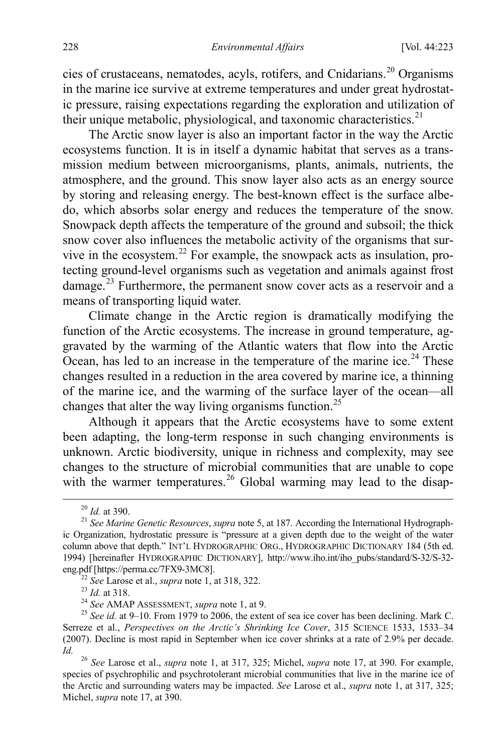cies of crustaceans, nematodes, acyls, rotifers, and Cnidarians.[20] Organisms in the marine ice survive at extreme temperatures and under great hydrostatic pressure, raising expectations regarding the exploration and utilization of their unique metabolic, physiological, and taxonomic characteristics.[21]

The Arctic snow layer is also an important factor in the way the Arctic ecosystems function. It is in itself a dynamic habitat that serves as a transmission medium between microorganisms, plants, animals, nutrients, the atmosphere, and the ground. This snow layer also acts as an energy source by storing and releasing energy. The best-known effect is the surface albedo, which absorbs solar energy and reduces the temperature of the snow. Snowpack depth affects the temperature of the ground and subsoil; the thick snow cover also influences the metabolic activity of the organisms that survive in the ecosystem.[22] For example, the snowpack acts as insulation, protecting ground-level organisms such as vegetation and animals against frost damage.[23] Furthermore, the permanent snow cover acts as a reservoir and a means of transporting liquid water.

Climate change in the Arctic region is dramatically modifying the function of the Arctic ecosystems. The increase in ground temperature, aggravated by the warming of the Atlantic waters that flow into the Arctic Ocean, has led to an increase in the temperature of the marine ice.[24] These changes resulted in a reduction in the area covered by marine ice, a thinning of the marine ice, and the warming of the surface layer of the ocean—all changes that alter the way living organisms function.[25]

Although it appears that the Arctic ecosystems have to some extent been adapting, the long-term response in such changing environments is unknown. Arctic biodiversity, unique in richness and complexity, may see changes to the structure of microbial communities that are unable to cope with the warmer temperatures.[26] Global warming may lead to the disap-

---

[20] *Id.* at 390.

[21] *See Marine Genetic Resources*, *supra* note 5, at 187. According the International Hydrographic Organization, hydrostatic pressure is "pressure at a given depth due to the weight of the water column above that depth." INT'L HYDROGRAPHIC ORG., HYDROGRAPHIC DICTIONARY 184 (5th ed. 1994) [hereinafter HYDROGRAPHIC DICTIONARY], http://www.iho.int/iho_pubs/standard/S-32/S-32-eng.pdf [https://perma.cc/7FX9-3MC8].

[22] *See* Larose et al., *supra* note 1, at 318, 322.

[23] *Id.* at 318.

[24] *See* AMAP ASSESSMENT, *supra* note 1, at 9.

[25] *See id.* at 9–10. From 1979 to 2006, the extent of sea ice cover has been declining. Mark C. Serreze et al., *Perspectives on the Arctic's Shrinking Ice Cover*, 315 SCIENCE 1533, 1533–34 (2007). Decline is most rapid in September when ice cover shrinks at a rate of 2.9% per decade. *Id.*

[26] *See* Larose et al., *supra* note 1, at 317, 325; Michel, *supra* note 17, at 390. For example, species of psychrophilic and psychrotolerant microbial communities that live in the marine ice of the Arctic and surrounding waters may be impacted. *See* Larose et al., *supra* note 1, at 317, 325; Michel, *supra* note 17, at 390.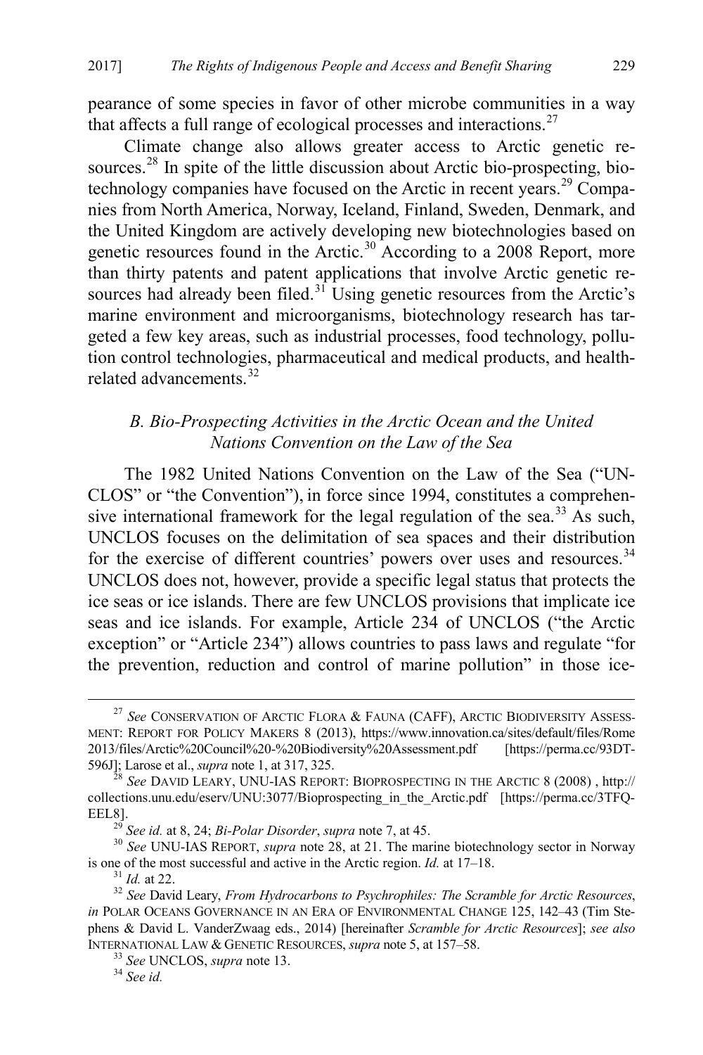pearance of some species in favor of other microbe communities in a way that affects a full range of ecological processes and interactions.[27]

Climate change also allows greater access to Arctic genetic resources.[28] In spite of the little discussion about Arctic bio-prospecting, biotechnology companies have focused on the Arctic in recent years.[29] Companies from North America, Norway, Iceland, Finland, Sweden, Denmark, and the United Kingdom are actively developing new biotechnologies based on genetic resources found in the Arctic.[30] According to a 2008 Report, more than thirty patents and patent applications that involve Arctic genetic resources had already been filed.[31] Using genetic resources from the Arctic's marine environment and microorganisms, biotechnology research has targeted a few key areas, such as industrial processes, food technology, pollution control technologies, pharmaceutical and medical products, and health-related advancements.[32]

### *B. Bio-Prospecting Activities in the Arctic Ocean and the United Nations Convention on the Law of the Sea*

The 1982 United Nations Convention on the Law of the Sea ("UNCLOS" or "the Convention"), in force since 1994, constitutes a comprehensive international framework for the legal regulation of the sea.[33] As such, UNCLOS focuses on the delimitation of sea spaces and their distribution for the exercise of different countries' powers over uses and resources.[34] UNCLOS does not, however, provide a specific legal status that protects the ice seas or ice islands. There are few UNCLOS provisions that implicate ice seas and ice islands. For example, Article 234 of UNCLOS ("the Arctic exception" or "Article 234") allows countries to pass laws and regulate "for the prevention, reduction and control of marine pollution" in those ice-

---

[27] *See* CONSERVATION OF ARCTIC FLORA & FAUNA (CAFF), ARCTIC BIODIVERSITY ASSESSMENT: REPORT FOR POLICY MAKERS 8 (2013), https://www.innovation.ca/sites/default/files/Rome 2013/files/Arctic%20Council%20-%20Biodiversity%20Assessment.pdf [https://perma.cc/93DT-596J]; Larose et al., *supra* note 1, at 317, 325.

[28] *See* DAVID LEARY, UNU-IAS REPORT: BIOPROSPECTING IN THE ARCTIC 8 (2008) , http://collections.unu.edu/eserv/UNU:3077/Bioprospecting_in_the_Arctic.pdf [https://perma.cc/3TFQ-EEL8].

[29] *See id.* at 8, 24; *Bi-Polar Disorder*, *supra* note 7, at 45.

[30] *See* UNU-IAS REPORT, *supra* note 28, at 21. The marine biotechnology sector in Norway is one of the most successful and active in the Arctic region. *Id.* at 17–18.

[31] *Id.* at 22.

[32] *See* David Leary, *From Hydrocarbons to Psychrophiles: The Scramble for Arctic Resources*, *in* POLAR OCEANS GOVERNANCE IN AN ERA OF ENVIRONMENTAL CHANGE 125, 142–43 (Tim Stephens & David L. VanderZwaag eds., 2014) [hereinafter *Scramble for Arctic Resources*]; *see also* INTERNATIONAL LAW & GENETIC RESOURCES, *supra* note 5, at 157–58.

[33] *See* UNCLOS, *supra* note 13.

[34] *See id.*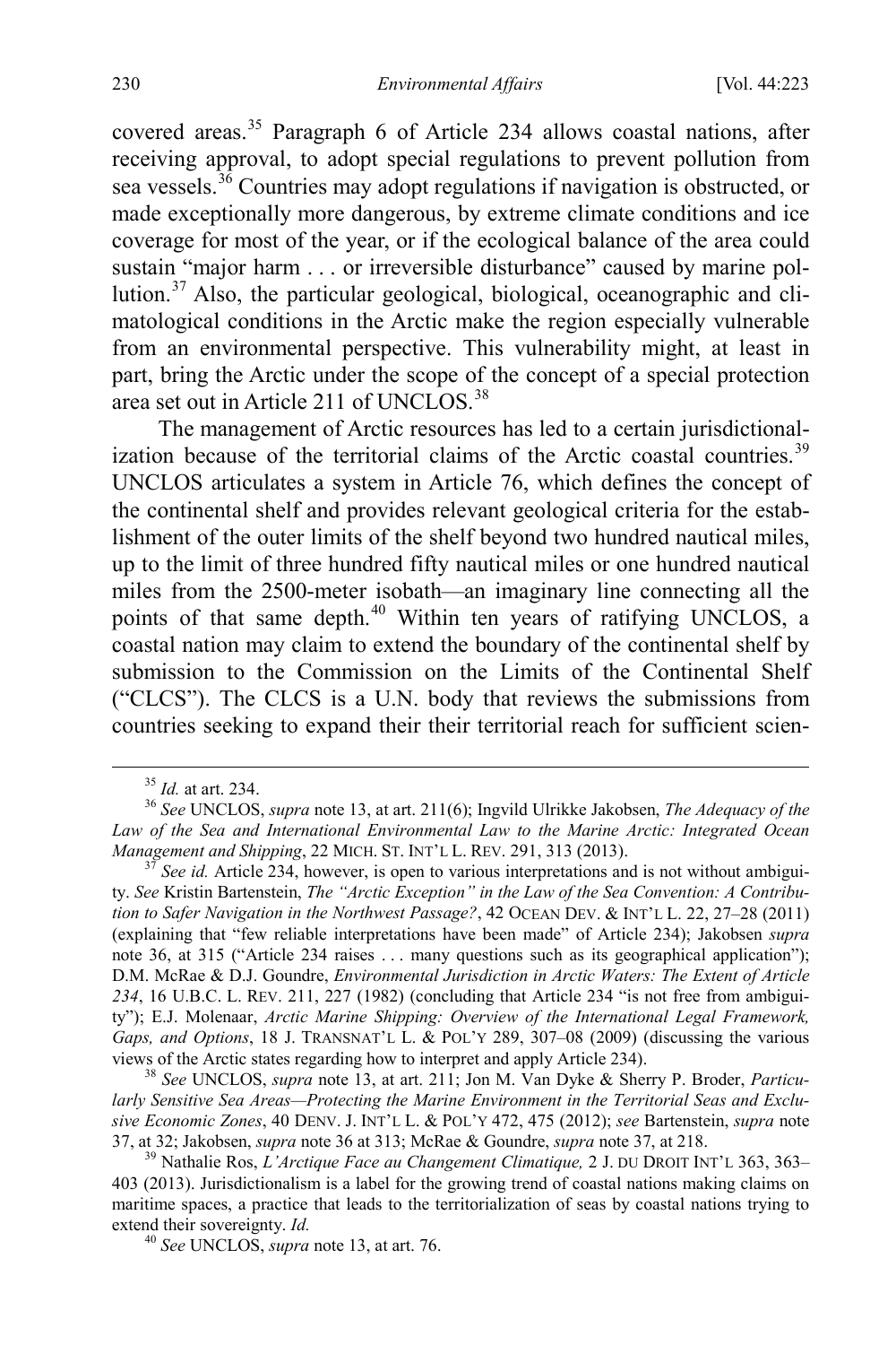covered areas.[35] Paragraph 6 of Article 234 allows coastal nations, after receiving approval, to adopt special regulations to prevent pollution from sea vessels.[36] Countries may adopt regulations if navigation is obstructed, or made exceptionally more dangerous, by extreme climate conditions and ice coverage for most of the year, or if the ecological balance of the area could sustain "major harm . . . or irreversible disturbance" caused by marine pollution.[37] Also, the particular geological, biological, oceanographic and climatological conditions in the Arctic make the region especially vulnerable from an environmental perspective. This vulnerability might, at least in part, bring the Arctic under the scope of the concept of a special protection area set out in Article 211 of UNCLOS.[38]

The management of Arctic resources has led to a certain jurisdictionalization because of the territorial claims of the Arctic coastal countries.[39] UNCLOS articulates a system in Article 76, which defines the concept of the continental shelf and provides relevant geological criteria for the establishment of the outer limits of the shelf beyond two hundred nautical miles, up to the limit of three hundred fifty nautical miles or one hundred nautical miles from the 2500-meter isobath—an imaginary line connecting all the points of that same depth.[40] Within ten years of ratifying UNCLOS, a coastal nation may claim to extend the boundary of the continental shelf by submission to the Commission on the Limits of the Continental Shelf ("CLCS"). The CLCS is a U.N. body that reviews the submissions from countries seeking to expand their their territorial reach for sufficient scien-

---

[35] *Id.* at art. 234.

[36] *See* UNCLOS, *supra* note 13, at art. 211(6); Ingvild Ulrikke Jakobsen, *The Adequacy of the Law of the Sea and International Environmental Law to the Marine Arctic: Integrated Ocean Management and Shipping*, 22 MICH. ST. INT'L L. REV. 291, 313 (2013).

[37] *See id.* Article 234, however, is open to various interpretations and is not without ambiguity. *See* Kristin Bartenstein, *The "Arctic Exception" in the Law of the Sea Convention: A Contribution to Safer Navigation in the Northwest Passage?*, 42 OCEAN DEV. & INT'L L. 22, 27–28 (2011) (explaining that "few reliable interpretations have been made" of Article 234); Jakobsen *supra* note 36, at 315 ("Article 234 raises . . . many questions such as its geographical application"); D.M. McRae & D.J. Goundre, *Environmental Jurisdiction in Arctic Waters: The Extent of Article 234*, 16 U.B.C. L. REV. 211, 227 (1982) (concluding that Article 234 "is not free from ambiguity"); E.J. Molenaar, *Arctic Marine Shipping: Overview of the International Legal Framework, Gaps, and Options*, 18 J. TRANSNAT'L L. & POL'Y 289, 307–08 (2009) (discussing the various views of the Arctic states regarding how to interpret and apply Article 234).

[38] *See* UNCLOS, *supra* note 13, at art. 211; Jon M. Van Dyke & Sherry P. Broder, *Particularly Sensitive Sea Areas—Protecting the Marine Environment in the Territorial Seas and Exclusive Economic Zones*, 40 DENV. J. INT'L L. & POL'Y 472, 475 (2012); *see* Bartenstein, *supra* note 37, at 32; Jakobsen, *supra* note 36 at 313; McRae & Goundre, *supra* note 37, at 218.

[39] Nathalie Ros, *L'Arctique Face au Changement Climatique,* 2 J. DU DROIT INT'L 363, 363–403 (2013). Jurisdictionalism is a label for the growing trend of coastal nations making claims on maritime spaces, a practice that leads to the territorialization of seas by coastal nations trying to extend their sovereignty. *Id.*

[40] *See* UNCLOS, *supra* note 13, at art. 76.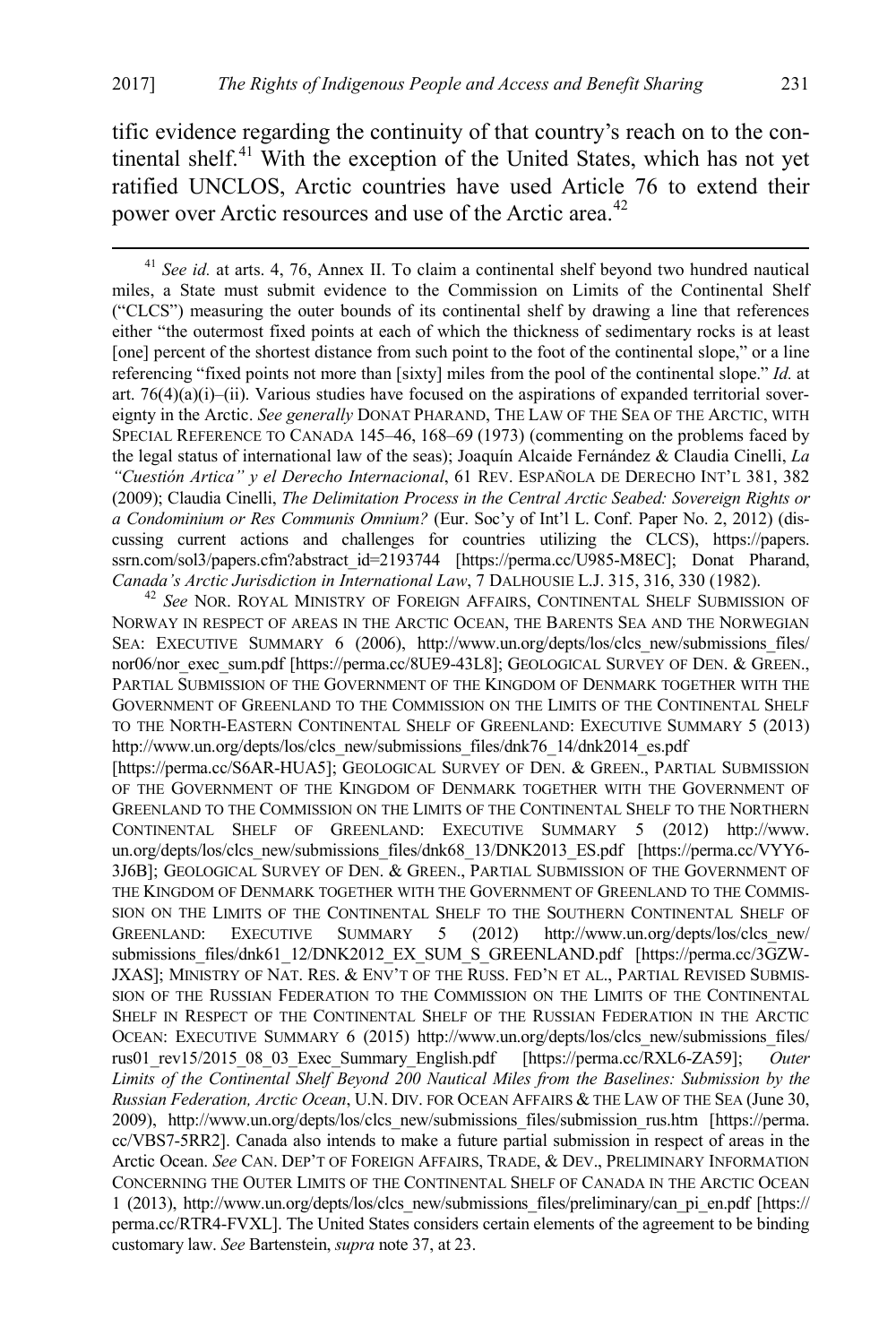tific evidence regarding the continuity of that country's reach on to the continental shelf.[41] With the exception of the United States, which has not yet ratified UNCLOS, Arctic countries have used Article 76 to extend their power over Arctic resources and use of the Arctic area.[42]

---

[41] *See id.* at arts. 4, 76, Annex II. To claim a continental shelf beyond two hundred nautical miles, a State must submit evidence to the Commission on Limits of the Continental Shelf ("CLCS") measuring the outer bounds of its continental shelf by drawing a line that references either "the outermost fixed points at each of which the thickness of sedimentary rocks is at least [one] percent of the shortest distance from such point to the foot of the continental slope," or a line referencing "fixed points not more than [sixty] miles from the pool of the continental slope." *Id.* at art. 76(4)(a)(i)–(ii). Various studies have focused on the aspirations of expanded territorial sovereignty in the Arctic. *See generally* DONAT PHARAND, THE LAW OF THE SEA OF THE ARCTIC, WITH SPECIAL REFERENCE TO CANADA 145–46, 168–69 (1973) (commenting on the problems faced by the legal status of international law of the seas); Joaquín Alcaide Fernández & Claudia Cinelli, *La "Cuestión Artica" y el Derecho Internacional*, 61 REV. ESPAÑOLA DE DERECHO INT'L 381, 382 (2009); Claudia Cinelli, *The Delimitation Process in the Central Arctic Seabed: Sovereign Rights or a Condominium or Res Communis Omnium?* (Eur. Soc'y of Int'l L. Conf. Paper No. 2, 2012) (discussing current actions and challenges for countries utilizing the CLCS), https://papers.ssrn.com/sol3/papers.cfm?abstract_id=2193744 [https://perma.cc/U985-M8EC]; Donat Pharand, *Canada's Arctic Jurisdiction in International Law*, 7 DALHOUSIE L.J. 315, 316, 330 (1982).

[42] *See* NOR. ROYAL MINISTRY OF FOREIGN AFFAIRS, CONTINENTAL SHELF SUBMISSION OF NORWAY IN RESPECT OF AREAS IN THE ARCTIC OCEAN, THE BARENTS SEA AND THE NORWEGIAN SEA: EXECUTIVE SUMMARY 6 (2006), http://www.un.org/depts/los/clcs_new/submissions_files/nor06/nor_exec_sum.pdf [https://perma.cc/8UE9-43L8]; GEOLOGICAL SURVEY OF DEN. & GREEN., PARTIAL SUBMISSION OF THE GOVERNMENT OF THE KINGDOM OF DENMARK TOGETHER WITH THE GOVERNMENT OF GREENLAND TO THE COMMISSION ON THE LIMITS OF THE CONTINENTAL SHELF TO THE NORTH-EASTERN CONTINENTAL SHELF OF GREENLAND: EXECUTIVE SUMMARY 5 (2013) http://www.un.org/depts/los/clcs_new/submissions_files/dnk76_14/dnk2014_es.pdf [https://perma.cc/S6AR-HUA5]; GEOLOGICAL SURVEY OF DEN. & GREEN., PARTIAL SUBMISSION OF THE GOVERNMENT OF THE KINGDOM OF DENMARK TOGETHER WITH THE GOVERNMENT OF GREENLAND TO THE COMMISSION ON THE LIMITS OF THE CONTINENTAL SHELF TO THE NORTHERN CONTINENTAL SHELF OF GREENLAND: EXECUTIVE SUMMARY 5 (2012) http://www.un.org/depts/los/clcs_new/submissions_files/dnk68_13/DNK2013_ES.pdf [https://perma.cc/VYY6-3J6B]; GEOLOGICAL SURVEY OF DEN. & GREEN., PARTIAL SUBMISSION OF THE GOVERNMENT OF THE KINGDOM OF DENMARK TOGETHER WITH THE GOVERNMENT OF GREENLAND TO THE COMMISSION ON THE LIMITS OF THE CONTINENTAL SHELF TO THE SOUTHERN CONTINENTAL SHELF OF GREENLAND: EXECUTIVE SUMMARY 5 (2012) http://www.un.org/depts/los/clcs_new/submissions_files/dnk61_12/DNK2012_EX_SUM_S_GREENLAND.pdf [https://perma.cc/3GZW-JXAS]; MINISTRY OF NAT. RES. & ENV'T OF THE RUSS. FED'N ET AL., PARTIAL REVISED SUBMISSION OF THE RUSSIAN FEDERATION TO THE COMMISSION ON THE LIMITS OF THE CONTINENTAL SHELF IN RESPECT OF THE CONTINENTAL SHELF OF THE RUSSIAN FEDERATION IN THE ARCTIC OCEAN: EXECUTIVE SUMMARY 6 (2015) http://www.un.org/depts/los/clcs_new/submissions_files/rus01_rev15/2015_08_03_Exec_Summary_English.pdf [https://perma.cc/RXL6-ZA59]; *Outer Limits of the Continental Shelf Beyond 200 Nautical Miles from the Baselines: Submission by the Russian Federation, Arctic Ocean*, U.N. DIV. FOR OCEAN AFFAIRS & THE LAW OF THE SEA (June 30, 2009), http://www.un.org/depts/los/clcs_new/submissions_files/submission_rus.htm [https://perma.cc/VBS7-5RR2]. Canada also intends to make a future partial submission in respect of areas in the Arctic Ocean. *See* CAN. DEP'T OF FOREIGN AFFAIRS, TRADE, & DEV., PRELIMINARY INFORMATION CONCERNING THE OUTER LIMITS OF THE CONTINENTAL SHELF OF CANADA IN THE ARCTIC OCEAN 1 (2013), http://www.un.org/depts/los/clcs_new/submissions_files/preliminary/can_pi_en.pdf [https://perma.cc/RTR4-FVXL]. The United States considers certain elements of the agreement to be binding customary law. *See* Bartenstein, *supra* note 37, at 23.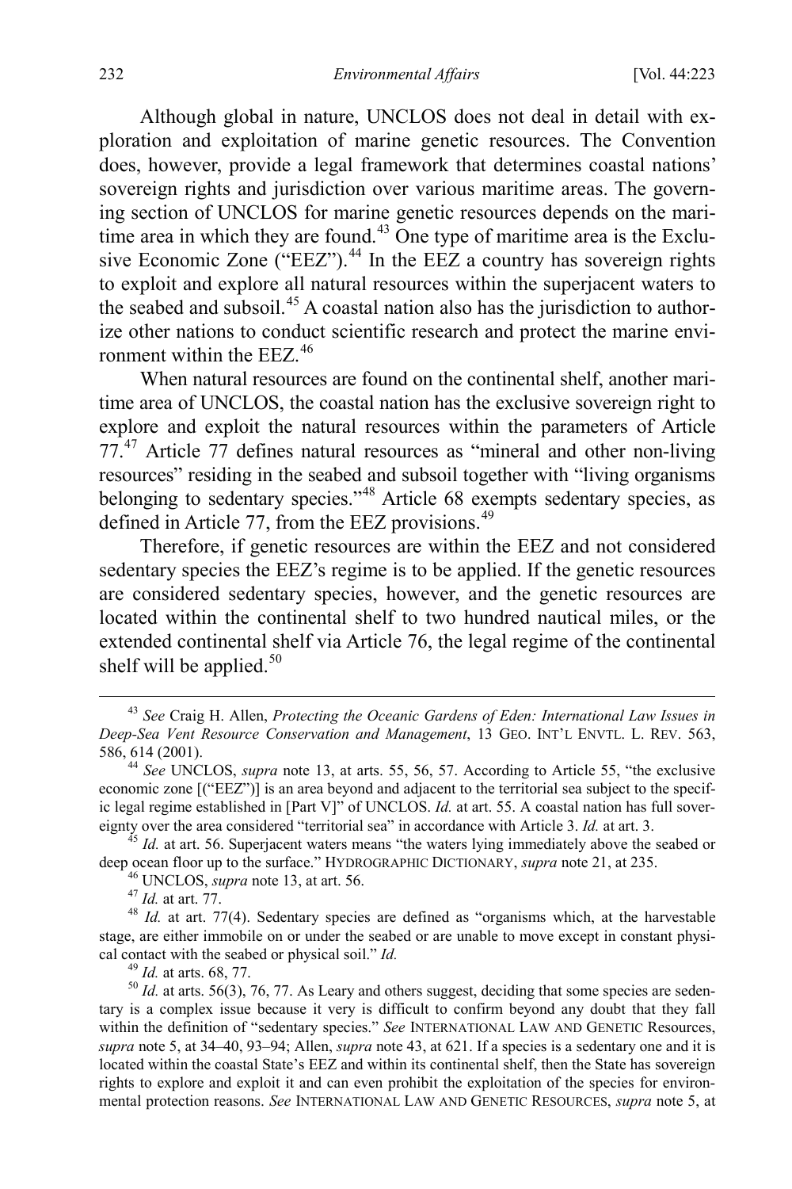Although global in nature, UNCLOS does not deal in detail with exploration and exploitation of marine genetic resources. The Convention does, however, provide a legal framework that determines coastal nations' sovereign rights and jurisdiction over various maritime areas. The governing section of UNCLOS for marine genetic resources depends on the maritime area in which they are found.[43] One type of maritime area is the Exclusive Economic Zone ("EEZ").[44] In the EEZ a country has sovereign rights to exploit and explore all natural resources within the superjacent waters to the seabed and subsoil.[45] A coastal nation also has the jurisdiction to authorize other nations to conduct scientific research and protect the marine environment within the EEZ.[46]

When natural resources are found on the continental shelf, another maritime area of UNCLOS, the coastal nation has the exclusive sovereign right to explore and exploit the natural resources within the parameters of Article 77.[47] Article 77 defines natural resources as "mineral and other non-living resources" residing in the seabed and subsoil together with "living organisms belonging to sedentary species."[48] Article 68 exempts sedentary species, as defined in Article 77, from the EEZ provisions.[49]

Therefore, if genetic resources are within the EEZ and not considered sedentary species the EEZ's regime is to be applied. If the genetic resources are considered sedentary species, however, and the genetic resources are located within the continental shelf to two hundred nautical miles, or the extended continental shelf via Article 76, the legal regime of the continental shelf will be applied.[50]

---

[43] *See* Craig H. Allen, *Protecting the Oceanic Gardens of Eden: International Law Issues in Deep-Sea Vent Resource Conservation and Management*, 13 GEO. INT'L ENVTL. L. REV. 563, 586, 614 (2001).

[44] *See* UNCLOS, *supra* note 13, at arts. 55, 56, 57. According to Article 55, "the exclusive economic zone [("EEZ")] is an area beyond and adjacent to the territorial sea subject to the specific legal regime established in [Part V]" of UNCLOS. *Id.* at art. 55. A coastal nation has full sovereignty over the area considered "territorial sea" in accordance with Article 3. *Id.* at art. 3.

[45] *Id.* at art. 56. Superjacent waters means "the waters lying immediately above the seabed or deep ocean floor up to the surface." HYDROGRAPHIC DICTIONARY, *supra* note 21, at 235.

[46] UNCLOS, *supra* note 13, at art. 56.

[47] *Id.* at art. 77.

[48] *Id.* at art. 77(4). Sedentary species are defined as "organisms which, at the harvestable stage, are either immobile on or under the seabed or are unable to move except in constant physical contact with the seabed or physical soil." *Id.*

[49] *Id.* at arts. 68, 77.

[50] *Id.* at arts. 56(3), 76, 77. As Leary and others suggest, deciding that some species are sedentary is a complex issue because it very is difficult to confirm beyond any doubt that they fall within the definition of "sedentary species." *See* INTERNATIONAL LAW AND GENETIC Resources, *supra* note 5, at 34–40, 93–94; Allen, *supra* note 43, at 621. If a species is a sedentary one and it is located within the coastal State's EEZ and within its continental shelf, then the State has sovereign rights to explore and exploit it and can even prohibit the exploitation of the species for environmental protection reasons. *See* INTERNATIONAL LAW AND GENETIC RESOURCES, *supra* note 5, at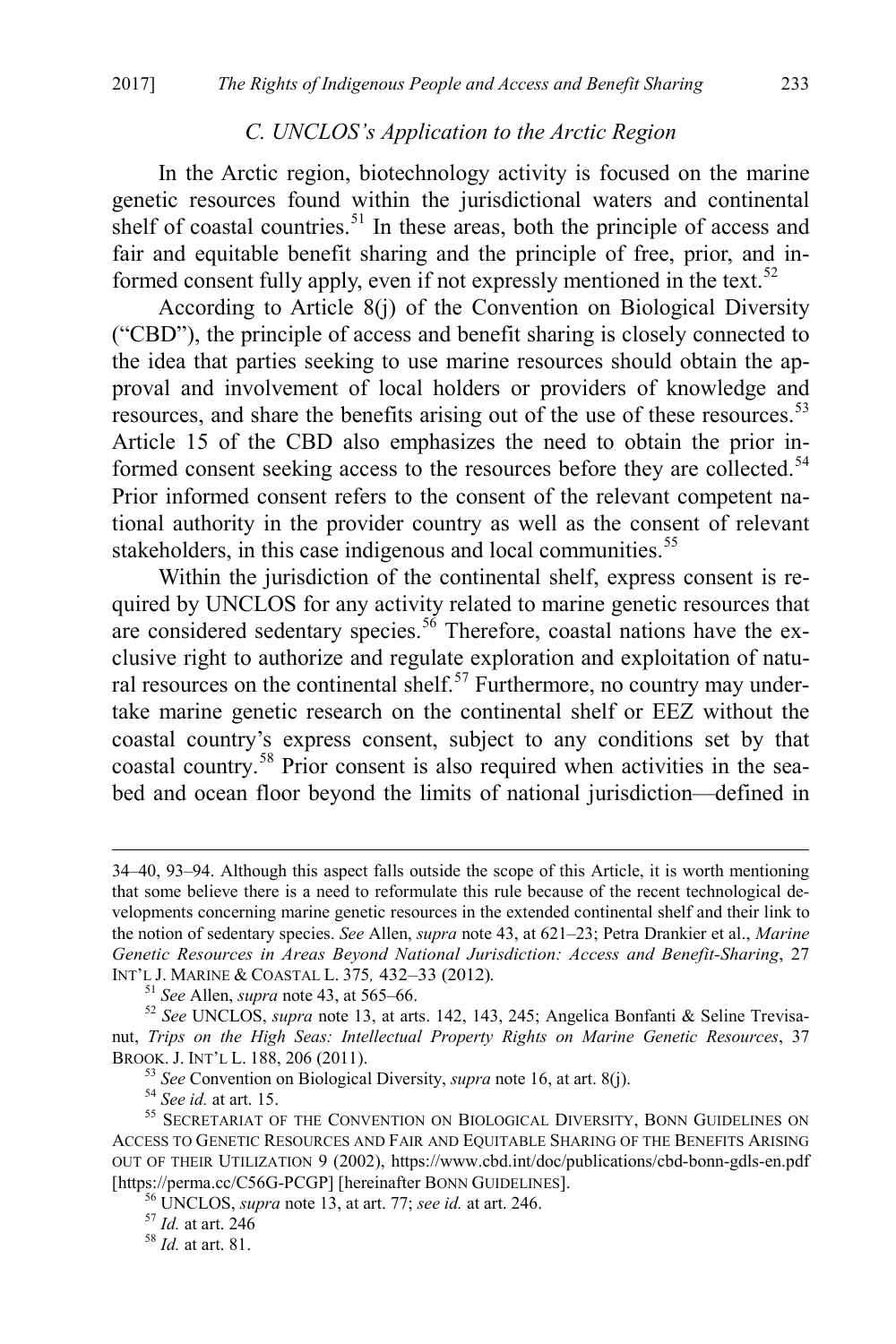### C. UNCLOS's Application to the Arctic Region

In the Arctic region, biotechnology activity is focused on the marine genetic resources found within the jurisdictional waters and continental shelf of coastal countries.[51] In these areas, both the principle of access and fair and equitable benefit sharing and the principle of free, prior, and informed consent fully apply, even if not expressly mentioned in the text.[52]

According to Article 8(j) of the Convention on Biological Diversity ("CBD"), the principle of access and benefit sharing is closely connected to the idea that parties seeking to use marine resources should obtain the approval and involvement of local holders or providers of knowledge and resources, and share the benefits arising out of the use of these resources.[53] Article 15 of the CBD also emphasizes the need to obtain the prior informed consent seeking access to the resources before they are collected.[54] Prior informed consent refers to the consent of the relevant competent national authority in the provider country as well as the consent of relevant stakeholders, in this case indigenous and local communities.[55]

Within the jurisdiction of the continental shelf, express consent is required by UNCLOS for any activity related to marine genetic resources that are considered sedentary species.[56] Therefore, coastal nations have the exclusive right to authorize and regulate exploration and exploitation of natural resources on the continental shelf.[57] Furthermore, no country may undertake marine genetic research on the continental shelf or EEZ without the coastal country's express consent, subject to any conditions set by that coastal country.[58] Prior consent is also required when activities in the seabed and ocean floor beyond the limits of national jurisdiction—defined in

---

34–40, 93–94. Although this aspect falls outside the scope of this Article, it is worth mentioning that some believe there is a need to reformulate this rule because of the recent technological developments concerning marine genetic resources in the extended continental shelf and their link to the notion of sedentary species. *See* Allen, *supra* note 43, at 621–23; Petra Drankier et al., *Marine Genetic Resources in Areas Beyond National Jurisdiction: Access and Benefit-Sharing*, 27 INT'L J. MARINE & COASTAL L. 375, 432–33 (2012).

[51] *See* Allen, *supra* note 43, at 565–66.

[52] *See* UNCLOS, *supra* note 13, at arts. 142, 143, 245; Angelica Bonfanti & Seline Trevisanut, *Trips on the High Seas: Intellectual Property Rights on Marine Genetic Resources*, 37 BROOK. J. INT'L L. 188, 206 (2011).

[53] *See* Convention on Biological Diversity, *supra* note 16, at art. 8(j).

[54] *See id.* at art. 15.

[55] SECRETARIAT OF THE CONVENTION ON BIOLOGICAL DIVERSITY, BONN GUIDELINES ON ACCESS TO GENETIC RESOURCES AND FAIR AND EQUITABLE SHARING OF THE BENEFITS ARISING OUT OF THEIR UTILIZATION 9 (2002), https://www.cbd.int/doc/publications/cbd-bonn-gdls-en.pdf [https://perma.cc/C56G-PCGP] [hereinafter BONN GUIDELINES].

[56] UNCLOS, *supra* note 13, at art. 77; *see id.* at art. 246.

[57] *Id.* at art. 246

[58] *Id.* at art. 81.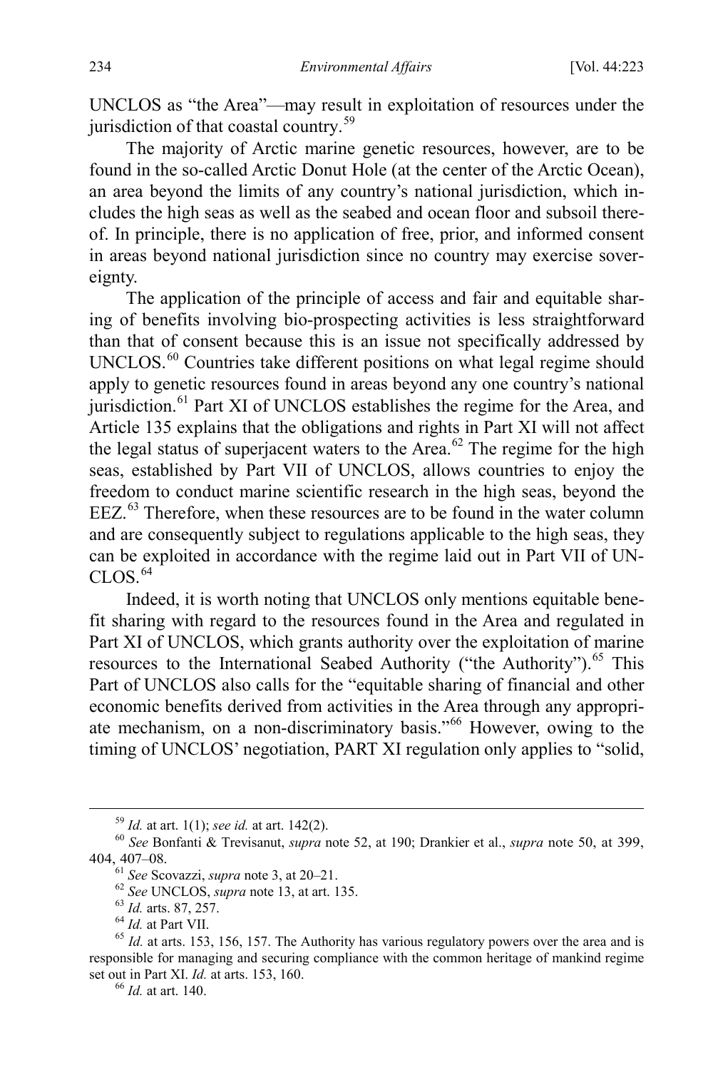UNCLOS as "the Area"—may result in exploitation of resources under the jurisdiction of that coastal country.[59]

The majority of Arctic marine genetic resources, however, are to be found in the so-called Arctic Donut Hole (at the center of the Arctic Ocean), an area beyond the limits of any country's national jurisdiction, which includes the high seas as well as the seabed and ocean floor and subsoil thereof. In principle, there is no application of free, prior, and informed consent in areas beyond national jurisdiction since no country may exercise sovereignty.

The application of the principle of access and fair and equitable sharing of benefits involving bio-prospecting activities is less straightforward than that of consent because this is an issue not specifically addressed by UNCLOS.[60] Countries take different positions on what legal regime should apply to genetic resources found in areas beyond any one country's national jurisdiction.[61] Part XI of UNCLOS establishes the regime for the Area, and Article 135 explains that the obligations and rights in Part XI will not affect the legal status of superjacent waters to the Area.[62] The regime for the high seas, established by Part VII of UNCLOS, allows countries to enjoy the freedom to conduct marine scientific research in the high seas, beyond the EEZ.[63] Therefore, when these resources are to be found in the water column and are consequently subject to regulations applicable to the high seas, they can be exploited in accordance with the regime laid out in Part VII of UNCLOS.[64]

Indeed, it is worth noting that UNCLOS only mentions equitable benefit sharing with regard to the resources found in the Area and regulated in Part XI of UNCLOS, which grants authority over the exploitation of marine resources to the International Seabed Authority ("the Authority").[65] This Part of UNCLOS also calls for the "equitable sharing of financial and other economic benefits derived from activities in the Area through any appropriate mechanism, on a non-discriminatory basis."[66] However, owing to the timing of UNCLOS' negotiation, PART XI regulation only applies to "solid,

---

[59] *Id.* at art. 1(1); *see id.* at art. 142(2).

[60] *See* Bonfanti & Trevisanut, *supra* note 52, at 190; Drankier et al., *supra* note 50, at 399, 404, 407–08.

[61] *See* Scovazzi, *supra* note 3, at 20–21.

[62] *See* UNCLOS, *supra* note 13, at art. 135.

[63] *Id.* arts. 87, 257.

[64] *Id.* at Part VII.

[65] *Id.* at arts. 153, 156, 157. The Authority has various regulatory powers over the area and is responsible for managing and securing compliance with the common heritage of mankind regime set out in Part XI. *Id.* at arts. 153, 160.

[66] *Id.* at art. 140.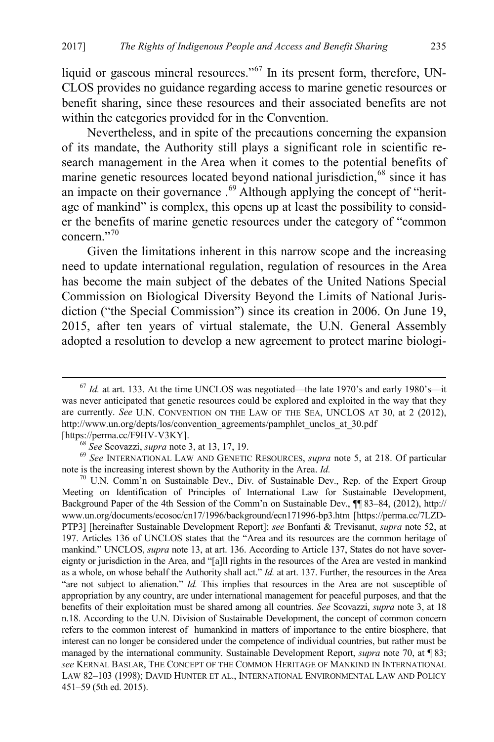liquid or gaseous mineral resources."[67] In its present form, therefore, UNCLOS provides no guidance regarding access to marine genetic resources or benefit sharing, since these resources and their associated benefits are not within the categories provided for in the Convention.

Nevertheless, and in spite of the precautions concerning the expansion of its mandate, the Authority still plays a significant role in scientific research management in the Area when it comes to the potential benefits of marine genetic resources located beyond national jurisdiction,[68] since it has an impacte on their governance .[69] Although applying the concept of "heritage of mankind" is complex, this opens up at least the possibility to consider the benefits of marine genetic resources under the category of "common concern."[70]

Given the limitations inherent in this narrow scope and the increasing need to update international regulation, regulation of resources in the Area has become the main subject of the debates of the United Nations Special Commission on Biological Diversity Beyond the Limits of National Jurisdiction ("the Special Commission") since its creation in 2006. On June 19, 2015, after ten years of virtual stalemate, the U.N. General Assembly adopted a resolution to develop a new agreement to protect marine biologi-

---

[67] *Id.* at art. 133. At the time UNCLOS was negotiated—the late 1970's and early 1980's—it was never anticipated that genetic resources could be explored and exploited in the way that they are currently. *See* U.N. CONVENTION ON THE LAW OF THE SEA, UNCLOS AT 30, at 2 (2012), http://www.un.org/depts/los/convention_agreements/pamphlet_unclos_at_30.pdf [https://perma.cc/F9HV-V3KY].

[68] *See* Scovazzi, *supra* note 3, at 13, 17, 19.

[69] *See* INTERNATIONAL LAW AND GENETIC RESOURCES, *supra* note 5, at 218. Of particular note is the increasing interest shown by the Authority in the Area. *Id.*

[70] U.N. Comm'n on Sustainable Dev., Div. of Sustainable Dev., Rep. of the Expert Group Meeting on Identification of Principles of International Law for Sustainable Development, Background Paper of the 4th Session of the Comm'n on Sustainable Dev., ¶¶ 83–84, (2012), http://www.un.org/documents/ecosoc/cn17/1996/background/ecn171996-bp3.htm [https://perma.cc/7LZD-PTP3] [hereinafter Sustainable Development Report]; *see* Bonfanti & Trevisanut, *supra* note 52, at 197. Articles 136 of UNCLOS states that the "Area and its resources are the common heritage of mankind." UNCLOS, *supra* note 13, at art. 136. According to Article 137, States do not have sovereignty or jurisdiction in the Area, and "[a]ll rights in the resources of the Area are vested in mankind as a whole, on whose behalf the Authority shall act." *Id.* at art. 137. Further, the resources in the Area "are not subject to alienation." *Id.* This implies that resources in the Area are not susceptible of appropriation by any country, are under international management for peaceful purposes, and that the benefits of their exploitation must be shared among all countries. *See* Scovazzi, *supra* note 3, at 18 n.18. According to the U.N. Division of Sustainable Development, the concept of common concern refers to the common interest of humankind in matters of importance to the entire biosphere, that interest can no longer be considered under the competence of individual countries, but rather must be managed by the international community. Sustainable Development Report, *supra* note 70, at ¶ 83; *see* KERNAL BASLAR, THE CONCEPT OF THE COMMON HERITAGE OF MANKIND IN INTERNATIONAL LAW 82–103 (1998); DAVID HUNTER ET AL., INTERNATIONAL ENVIRONMENTAL LAW AND POLICY 451–59 (5th ed. 2015).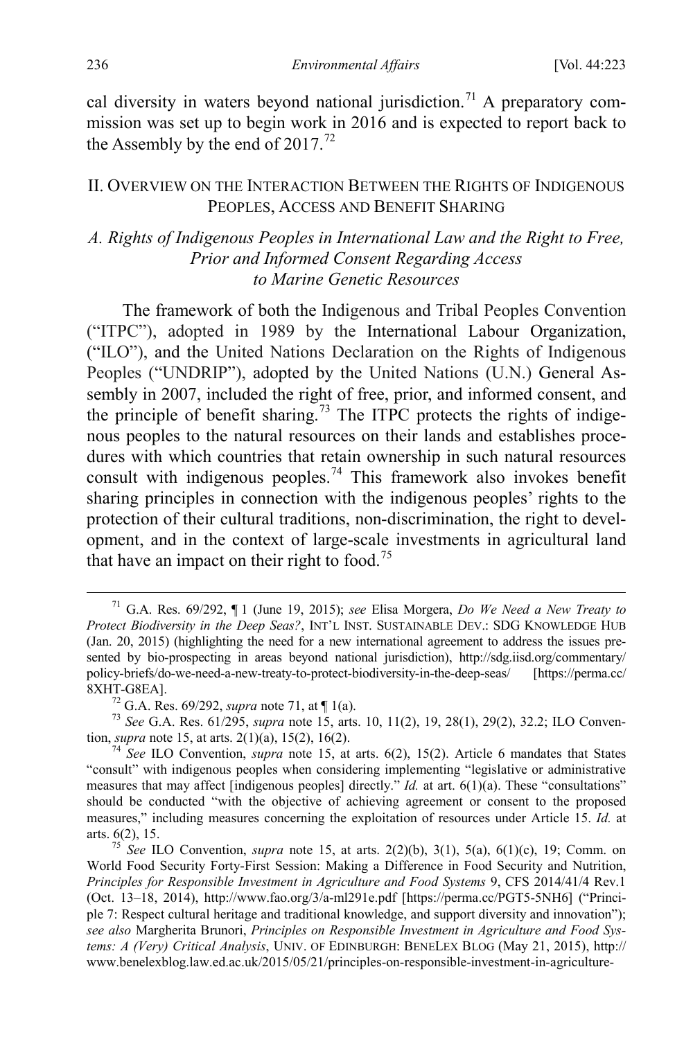cal diversity in waters beyond national jurisdiction.[71] A preparatory commission was set up to begin work in 2016 and is expected to report back to the Assembly by the end of 2017.[72]

## II. Overview on the Interaction Between the Rights of Indigenous Peoples, Access and Benefit Sharing

### *A. Rights of Indigenous Peoples in International Law and the Right to Free, Prior and Informed Consent Regarding Access to Marine Genetic Resources*

The framework of both the Indigenous and Tribal Peoples Convention ("ITPC"), adopted in 1989 by the International Labour Organization, ("ILO"), and the United Nations Declaration on the Rights of Indigenous Peoples ("UNDRIP"), adopted by the United Nations (U.N.) General Assembly in 2007, included the right of free, prior, and informed consent, and the principle of benefit sharing.[73] The ITPC protects the rights of indigenous peoples to the natural resources on their lands and establishes procedures with which countries that retain ownership in such natural resources consult with indigenous peoples.[74] This framework also invokes benefit sharing principles in connection with the indigenous peoples' rights to the protection of their cultural traditions, non-discrimination, the right to development, and in the context of large-scale investments in agricultural land that have an impact on their right to food.[75]

---

[71] G.A. Res. 69/292, ¶ 1 (June 19, 2015); *see* Elisa Morgera, *Do We Need a New Treaty to Protect Biodiversity in the Deep Seas?*, INT'L INST. SUSTAINABLE DEV.: SDG KNOWLEDGE HUB (Jan. 20, 2015) (highlighting the need for a new international agreement to address the issues presented by bio-prospecting in areas beyond national jurisdiction), http://sdg.iisd.org/commentary/policy-briefs/do-we-need-a-new-treaty-to-protect-biodiversity-in-the-deep-seas/ [https://perma.cc/8XHT-G8EA].

[72] G.A. Res. 69/292, *supra* note 71, at ¶ 1(a).

[73] *See* G.A. Res. 61/295, *supra* note 15, arts. 10, 11(2), 19, 28(1), 29(2), 32.2; ILO Convention, *supra* note 15, at arts. 2(1)(a), 15(2), 16(2).

[74] *See* ILO Convention, *supra* note 15, at arts. 6(2), 15(2). Article 6 mandates that States "consult" with indigenous peoples when considering implementing "legislative or administrative measures that may affect [indigenous peoples] directly." *Id.* at art. 6(1)(a). These "consultations" should be conducted "with the objective of achieving agreement or consent to the proposed measures," including measures concerning the exploitation of resources under Article 15. *Id.* at arts. 6(2), 15.

[75] *See* ILO Convention, *supra* note 15, at arts. 2(2)(b), 3(1), 5(a), 6(1)(c), 19; Comm. on World Food Security Forty-First Session: Making a Difference in Food Security and Nutrition, *Principles for Responsible Investment in Agriculture and Food Systems* 9, CFS 2014/41/4 Rev.1 (Oct. 13–18, 2014), http://www.fao.org/3/a-ml291e.pdf [https://perma.cc/PGT5-5NH6] ("Principle 7: Respect cultural heritage and traditional knowledge, and support diversity and innovation"); *see also* Margherita Brunori, *Principles on Responsible Investment in Agriculture and Food Systems: A (Very) Critical Analysis*, UNIV. OF EDINBURGH: BENELEX BLOG (May 21, 2015), http://www.benelexblog.law.ed.ac.uk/2015/05/21/principles-on-responsible-investment-in-agriculture-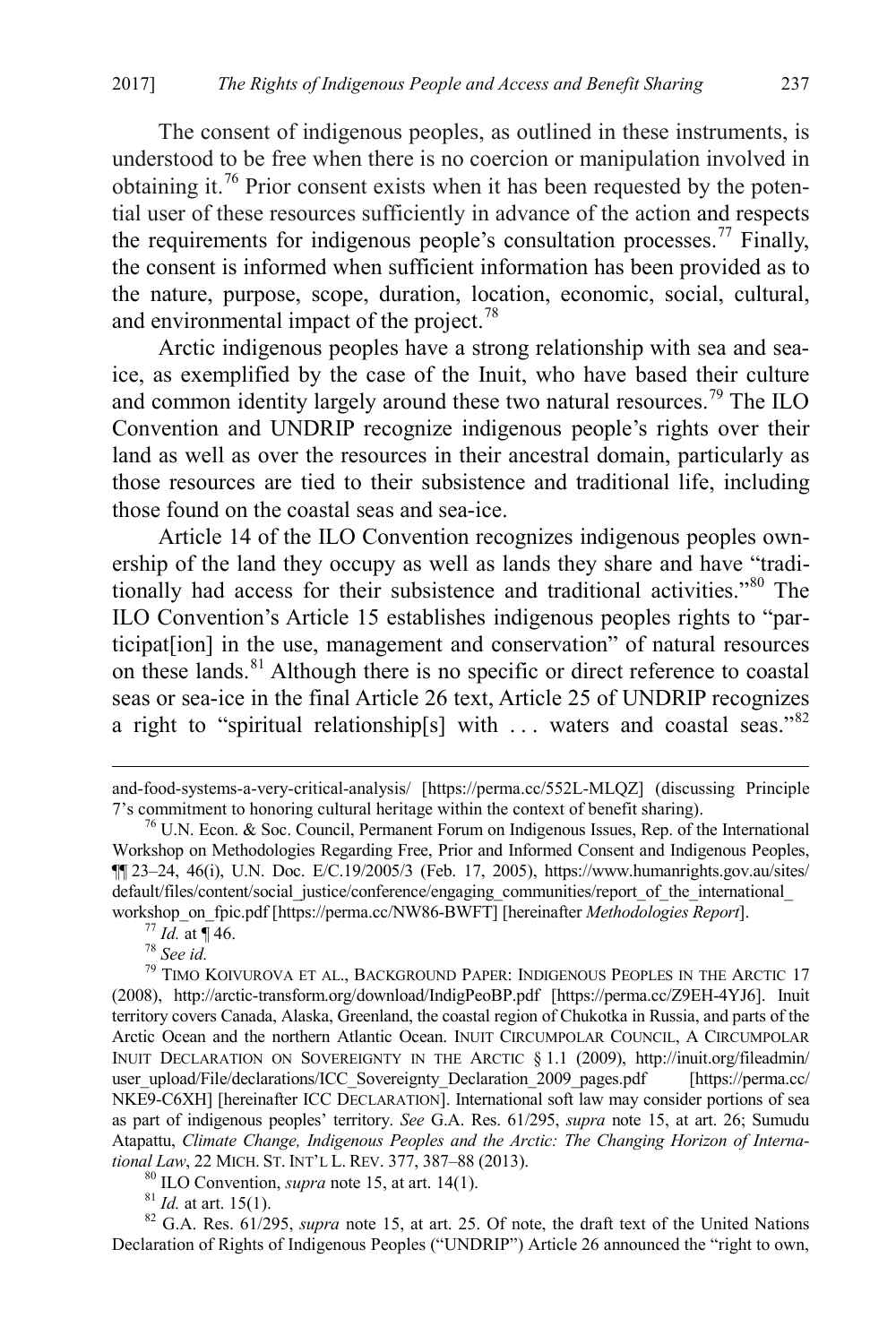The consent of indigenous peoples, as outlined in these instruments, is understood to be free when there is no coercion or manipulation involved in obtaining it.[76] Prior consent exists when it has been requested by the potential user of these resources sufficiently in advance of the action and respects the requirements for indigenous people's consultation processes.[77] Finally, the consent is informed when sufficient information has been provided as to the nature, purpose, scope, duration, location, economic, social, cultural, and environmental impact of the project.[78]

Arctic indigenous peoples have a strong relationship with sea and sea-ice, as exemplified by the case of the Inuit, who have based their culture and common identity largely around these two natural resources.[79] The ILO Convention and UNDRIP recognize indigenous people's rights over their land as well as over the resources in their ancestral domain, particularly as those resources are tied to their subsistence and traditional life, including those found on the coastal seas and sea-ice.

Article 14 of the ILO Convention recognizes indigenous peoples ownership of the land they occupy as well as lands they share and have "traditionally had access for their subsistence and traditional activities."[80] The ILO Convention's Article 15 establishes indigenous peoples rights to "participat[ion] in the use, management and conservation" of natural resources on these lands.[81] Although there is no specific or direct reference to coastal seas or sea-ice in the final Article 26 text, Article 25 of UNDRIP recognizes a right to "spiritual relationship[s] with . . . waters and coastal seas."[82]

---

and-food-systems-a-very-critical-analysis/ [https://perma.cc/552L-MQLZ] (discussing Principle 7's commitment to honoring cultural heritage within the context of benefit sharing).

[76] U.N. Econ. & Soc. Council, Permanent Forum on Indigenous Issues, Rep. of the International Workshop on Methodologies Regarding Free, Prior and Informed Consent and Indigenous Peoples, ¶¶ 23–24, 46(i), U.N. Doc. E/C.19/2005/3 (Feb. 17, 2005), https://www.humanrights.gov.au/sites/default/files/content/social_justice/conference/engaging_communities/report_of_the_international_workshop_on_fpic.pdf [https://perma.cc/NW86-BWFT] [hereinafter *Methodologies Report*].

[77] *Id.* at ¶ 46.

[78] *See id.*

[79] TIMO KOIVUROVA ET AL., BACKGROUND PAPER: INDIGENOUS PEOPLES IN THE ARCTIC 17 (2008), http://arctic-transform.org/download/IndigPeoBP.pdf [https://perma.cc/Z9EH-4YJ6]. Inuit territory covers Canada, Alaska, Greenland, the coastal region of Chukotka in Russia, and parts of the Arctic Ocean and the northern Atlantic Ocean. INUIT CIRCUMPOLAR COUNCIL, A CIRCUMPOLAR INUIT DECLARATION ON SOVEREIGNTY IN THE ARCTIC § 1.1 (2009), http://inuit.org/fileadmin/user_upload/File/declarations/ICC_Sovereignty_Declaration_2009_pages.pdf [https://perma.cc/NKE9-C6XH] [hereinafter ICC DECLARATION]. International soft law may consider portions of sea as part of indigenous peoples' territory. *See* G.A. Res. 61/295, *supra* note 15, at art. 26; Sumudu Atapattu, *Climate Change, Indigenous Peoples and the Arctic: The Changing Horizon of International Law*, 22 MICH. ST. INT'L L. REV. 377, 387–88 (2013).

[80] ILO Convention, *supra* note 15, at art. 14(1).

[81] *Id.* at art. 15(1).

[82] G.A. Res. 61/295, *supra* note 15, at art. 25. Of note, the draft text of the United Nations Declaration of Rights of Indigenous Peoples ("UNDRIP") Article 26 announced the "right to own,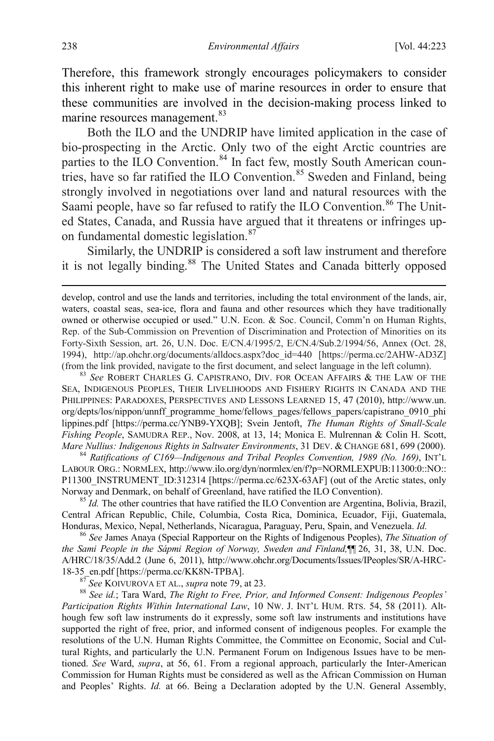Therefore, this framework strongly encourages policymakers to consider this inherent right to make use of marine resources in order to ensure that these communities are involved in the decision-making process linked to marine resources management.[83]

Both the ILO and the UNDRIP have limited application in the case of bio-prospecting in the Arctic. Only two of the eight Arctic countries are parties to the ILO Convention.[84] In fact few, mostly South American countries, have so far ratified the ILO Convention.[85] Sweden and Finland, being strongly involved in negotiations over land and natural resources with the Saami people, have so far refused to ratify the ILO Convention.[86] The United States, Canada, and Russia have argued that it threatens or infringes upon fundamental domestic legislation.[87]

Similarly, the UNDRIP is considered a soft law instrument and therefore it is not legally binding.[88] The United States and Canada bitterly opposed

---

develop, control and use the lands and territories, including the total environment of the lands, air, waters, coastal seas, sea-ice, flora and fauna and other resources which they have traditionally owned or otherwise occupied or used." U.N. Econ. & Soc. Council, Comm'n on Human Rights, Rep. of the Sub-Commission on Prevention of Discrimination and Protection of Minorities on its Forty-Sixth Session, art. 26, U.N. Doc. E/CN.4/1995/2, E/CN.4/Sub.2/1994/56, Annex (Oct. 28, 1994), http://ap.ohchr.org/documents/alldocs.aspx?doc_id=440 [https://perma.cc/2AHW-AD3Z] (from the link provided, navigate to the first document, and select language in the left column).

[83] *See* ROBERT CHARLES G. CAPISTRANO, DIV. FOR OCEAN AFFAIRS & THE LAW OF THE SEA, INDIGENOUS PEOPLES, THEIR LIVELIHOODS AND FISHERY RIGHTS IN CANADA AND THE PHILIPPINES: PARADOXES, PERSPECTIVES AND LESSONS LEARNED 15, 47 (2010), http://www.un.org/depts/los/nippon/unnff_programme_home/fellows_pages/fellows_papers/capistrano_0910_philippines.pdf [https://perma.cc/YNB9-YXQB]; Svein Jentoft, *The Human Rights of Small-Scale Fishing People*, SAMUDRA REP., Nov. 2008, at 13, 14; Monica E. Mulrennan & Colin H. Scott, *Mare Nullius: Indigenous Rights in Saltwater Environments*, 31 DEV. & CHANGE 681, 699 (2000).

[84] *Ratifications of C169—Indigenous and Tribal Peoples Convention, 1989 (No. 169)*, INT'L LABOUR ORG.: NORMLEX, http://www.ilo.org/dyn/normlex/en/f?p=NORMLEXPUB:11300:0::NO::P11300_INSTRUMENT_ID:312314 [https://perma.cc/623X-63AF] (out of the Arctic states, only Norway and Denmark, on behalf of Greenland, have ratified the ILO Convention).

[85] *Id.* The other countries that have ratified the ILO Convention are Argentina, Bolivia, Brazil, Central African Republic, Chile, Columbia, Costa Rica, Dominica, Ecuador, Fiji, Guatemala, Honduras, Mexico, Nepal, Netherlands, Nicaragua, Paraguay, Peru, Spain, and Venezuela. *Id.*

[86] *See* James Anaya (Special Rapporteur on the Rights of Indigenous Peoples), *The Situation of the Sami People in the Sápmi Region of Norway, Sweden and Finland,*¶¶ 26, 31, 38, U.N. Doc. A/HRC/18/35/Add.2 (June 6, 2011), http://www.ohchr.org/Documents/Issues/IPeoples/SR/A-HRC-18-35_en.pdf [https://perma.cc/KK8N-TPBA].

[87] *See* KOIVUROVA ET AL., *supra* note 79, at 23.

[88] *See id.*; Tara Ward, *The Right to Free, Prior, and Informed Consent: Indigenous Peoples' Participation Rights Within International Law*, 10 NW. J. INT'L HUM. RTS. 54, 58 (2011). Although few soft law instruments do it expressly, some soft law instruments and institutions have supported the right of free, prior, and informed consent of indigenous peoples. For example the resolutions of the U.N. Human Rights Committee, the Committee on Economic, Social and Cultural Rights, and particularly the U.N. Permanent Forum on Indigenous Issues have to be mentioned. *See* Ward, *supra*, at 56, 61. From a regional approach, particularly the Inter-American Commission for Human Rights must be considered as well as the African Commission on Human and Peoples' Rights. *Id.* at 66. Being a Declaration adopted by the U.N. General Assembly,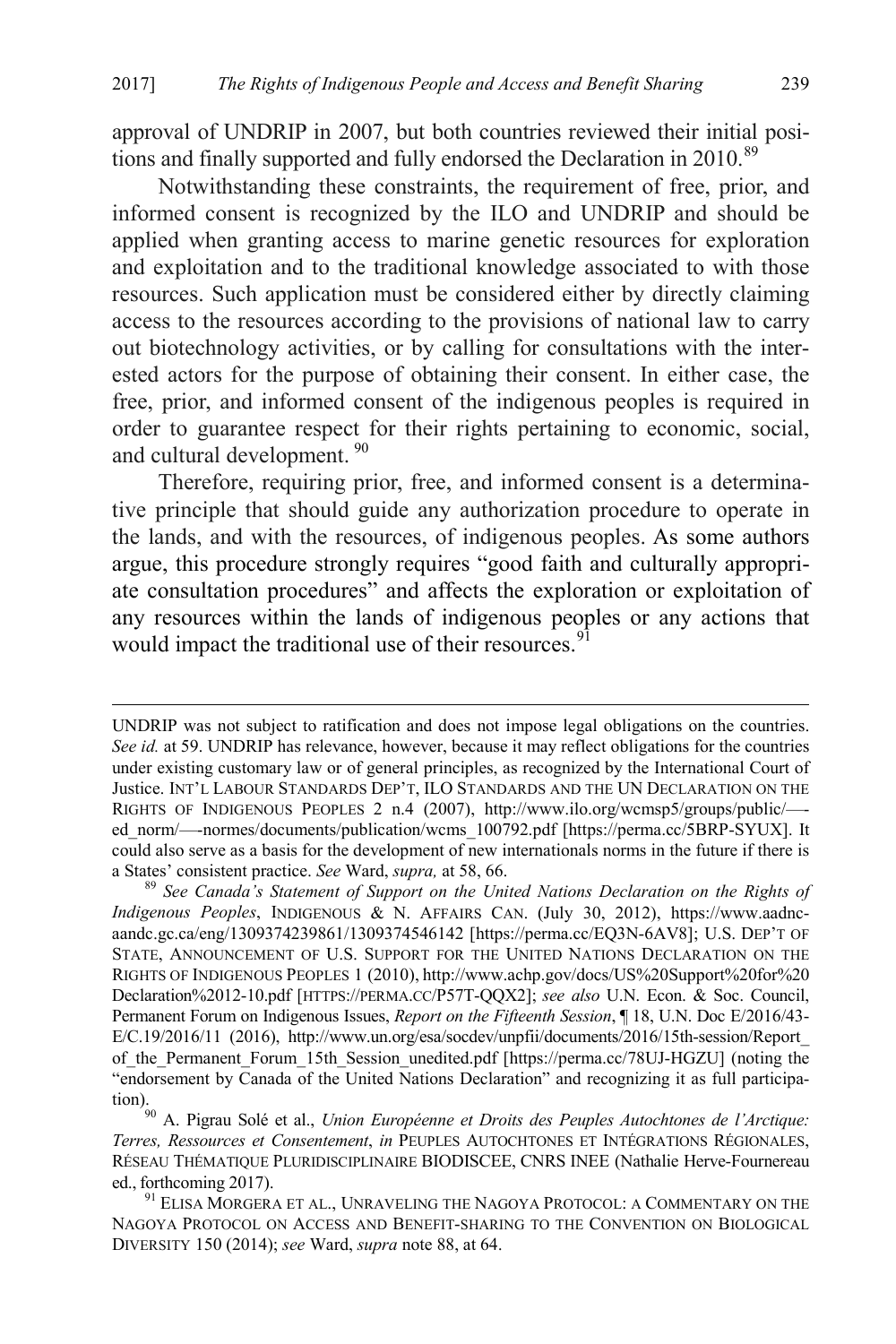approval of UNDRIP in 2007, but both countries reviewed their initial positions and finally supported and fully endorsed the Declaration in 2010.[89]

Notwithstanding these constraints, the requirement of free, prior, and informed consent is recognized by the ILO and UNDRIP and should be applied when granting access to marine genetic resources for exploration and exploitation and to the traditional knowledge associated to with those resources. Such application must be considered either by directly claiming access to the resources according to the provisions of national law to carry out biotechnology activities, or by calling for consultations with the interested actors for the purpose of obtaining their consent. In either case, the free, prior, and informed consent of the indigenous peoples is required in order to guarantee respect for their rights pertaining to economic, social, and cultural development.[90]

Therefore, requiring prior, free, and informed consent is a determinative principle that should guide any authorization procedure to operate in the lands, and with the resources, of indigenous peoples. As some authors argue, this procedure strongly requires "good faith and culturally appropriate consultation procedures" and affects the exploration or exploitation of any resources within the lands of indigenous peoples or any actions that would impact the traditional use of their resources.[91]

---

UNDRIP was not subject to ratification and does not impose legal obligations on the countries. *See id.* at 59. UNDRIP has relevance, however, because it may reflect obligations for the countries under existing customary law or of general principles, as recognized by the International Court of Justice. INT'L LABOUR STANDARDS DEP'T, ILO STANDARDS AND THE UN DECLARATION ON THE RIGHTS OF INDIGENOUS PEOPLES 2 n.4 (2007), http://www.ilo.org/wcmsp5/groups/public/—-ed_norm/—-normes/documents/publication/wcms_100792.pdf [https://perma.cc/5BRP-SYUX]. It could also serve as a basis for the development of new internationals norms in the future if there is a States' consistent practice. *See* Ward, *supra,* at 58, 66.

[89] *See Canada's Statement of Support on the United Nations Declaration on the Rights of Indigenous Peoples*, INDIGENOUS & N. AFFAIRS CAN. (July 30, 2012), https://www.aadnc-aandc.gc.ca/eng/1309374239861/1309374546142 [https://perma.cc/EQ3N-6AV8]; U.S. DEP'T OF STATE, ANNOUNCEMENT OF U.S. SUPPORT FOR THE UNITED NATIONS DECLARATION ON THE RIGHTS OF INDIGENOUS PEOPLES 1 (2010), http://www.achp.gov/docs/US%20Support%20for%20Declaration%2012-10.pdf [HTTPS://PERMA.CC/P57T-QQX2]; *see also* U.N. Econ. & Soc. Council, Permanent Forum on Indigenous Issues, *Report on the Fifteenth Session*, ¶ 18, U.N. Doc E/2016/43-E/C.19/2016/11 (2016), http://www.un.org/esa/socdev/unpfii/documents/2016/15th-session/Report_of_the_Permanent_Forum_15th_Session_unedited.pdf [https://perma.cc/78UJ-HGZU] (noting the "endorsement by Canada of the United Nations Declaration" and recognizing it as full participation).

[90] A. Pigrau Solé et al., *Union Européenne et Droits des Peuples Autochtones de l'Arctique: Terres, Ressources et Consentement*, *in* PEUPLES AUTOCHTONES ET INTÉGRATIONS RÉGIONALES, RÉSEAU THÉMATIQUE PLURIDISCIPLINAIRE BIODISCEE, CNRS INEE (Nathalie Herve-Fournereau ed., forthcoming 2017).

[91] ELISA MORGERA ET AL., UNRAVELING THE NAGOYA PROTOCOL: A COMMENTARY ON THE NAGOYA PROTOCOL ON ACCESS AND BENEFIT-SHARING TO THE CONVENTION ON BIOLOGICAL DIVERSITY 150 (2014); *see* Ward, *supra* note 88, at 64.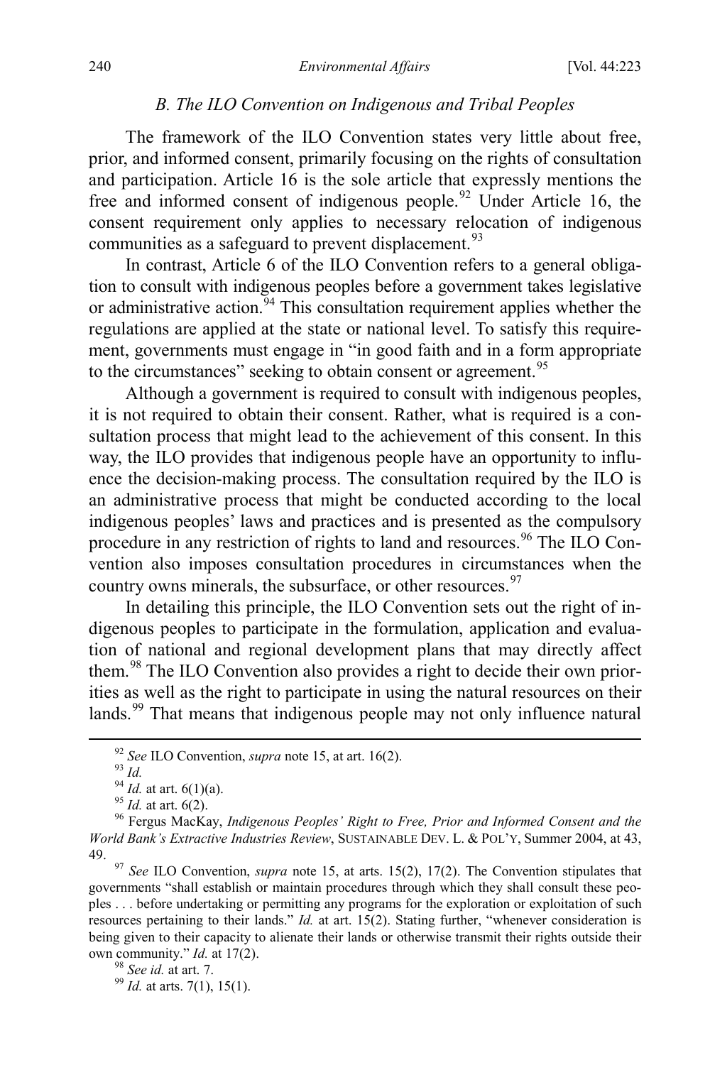### *B. The ILO Convention on Indigenous and Tribal Peoples*

The framework of the ILO Convention states very little about free, prior, and informed consent, primarily focusing on the rights of consultation and participation. Article 16 is the sole article that expressly mentions the free and informed consent of indigenous people.[92] Under Article 16, the consent requirement only applies to necessary relocation of indigenous communities as a safeguard to prevent displacement.[93]

In contrast, Article 6 of the ILO Convention refers to a general obligation to consult with indigenous peoples before a government takes legislative or administrative action.[94] This consultation requirement applies whether the regulations are applied at the state or national level. To satisfy this requirement, governments must engage in "in good faith and in a form appropriate to the circumstances" seeking to obtain consent or agreement.[95]

Although a government is required to consult with indigenous peoples, it is not required to obtain their consent. Rather, what is required is a consultation process that might lead to the achievement of this consent. In this way, the ILO provides that indigenous people have an opportunity to influence the decision-making process. The consultation required by the ILO is an administrative process that might be conducted according to the local indigenous peoples' laws and practices and is presented as the compulsory procedure in any restriction of rights to land and resources.[96] The ILO Convention also imposes consultation procedures in circumstances when the country owns minerals, the subsurface, or other resources.[97]

In detailing this principle, the ILO Convention sets out the right of indigenous peoples to participate in the formulation, application and evaluation of national and regional development plans that may directly affect them.[98] The ILO Convention also provides a right to decide their own priorities as well as the right to participate in using the natural resources on their lands.[99] That means that indigenous people may not only influence natural

---

[92] *See* ILO Convention, *supra* note 15, at art. 16(2).

[93] *Id.*

[94] *Id.* at art. 6(1)(a).

[95] *Id.* at art. 6(2).

[96] Fergus MacKay, *Indigenous Peoples' Right to Free, Prior and Informed Consent and the World Bank's Extractive Industries Review*, SUSTAINABLE DEV. L. & POL'Y, Summer 2004, at 43, 49.

[97] *See* ILO Convention, *supra* note 15, at arts. 15(2), 17(2). The Convention stipulates that governments "shall establish or maintain procedures through which they shall consult these peoples . . . before undertaking or permitting any programs for the exploration or exploitation of such resources pertaining to their lands." *Id.* at art. 15(2). Stating further, "whenever consideration is being given to their capacity to alienate their lands or otherwise transmit their rights outside their own community." *Id.* at 17(2).

[98] *See id.* at art. 7.

[99] *Id.* at arts. 7(1), 15(1).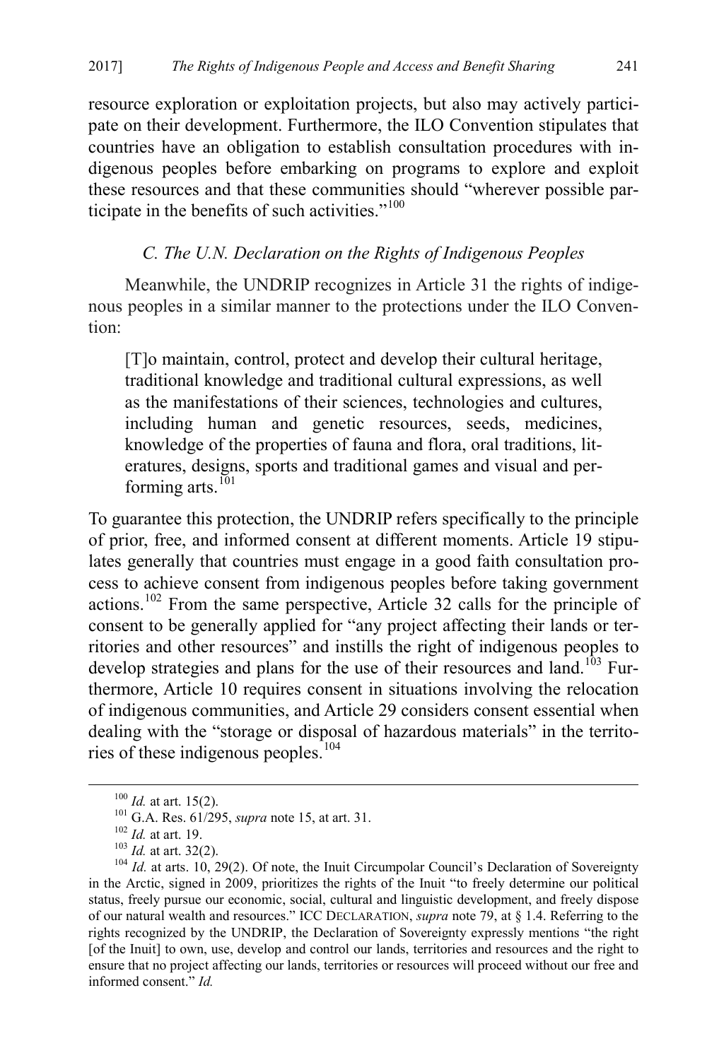resource exploration or exploitation projects, but also may actively participate on their development. Furthermore, the ILO Convention stipulates that countries have an obligation to establish consultation procedures with indigenous peoples before embarking on programs to explore and exploit these resources and that these communities should "wherever possible participate in the benefits of such activities."[100]

### *C. The U.N. Declaration on the Rights of Indigenous Peoples*

Meanwhile, the UNDRIP recognizes in Article 31 the rights of indigenous peoples in a similar manner to the protections under the ILO Convention:

> [T]o maintain, control, protect and develop their cultural heritage, traditional knowledge and traditional cultural expressions, as well as the manifestations of their sciences, technologies and cultures, including human and genetic resources, seeds, medicines, knowledge of the properties of fauna and flora, oral traditions, literatures, designs, sports and traditional games and visual and performing arts.[101]

To guarantee this protection, the UNDRIP refers specifically to the principle of prior, free, and informed consent at different moments. Article 19 stipulates generally that countries must engage in a good faith consultation process to achieve consent from indigenous peoples before taking government actions.[102] From the same perspective, Article 32 calls for the principle of consent to be generally applied for "any project affecting their lands or territories and other resources" and instills the right of indigenous peoples to develop strategies and plans for the use of their resources and land.[103] Furthermore, Article 10 requires consent in situations involving the relocation of indigenous communities, and Article 29 considers consent essential when dealing with the "storage or disposal of hazardous materials" in the territories of these indigenous peoples.[104]

---

[100] *Id.* at art. 15(2).

[101] G.A. Res. 61/295, *supra* note 15, at art. 31.

[102] *Id.* at art. 19.

[103] *Id.* at art. 32(2).

[104] *Id.* at arts. 10, 29(2). Of note, the Inuit Circumpolar Council's Declaration of Sovereignty in the Arctic, signed in 2009, prioritizes the rights of the Inuit "to freely determine our political status, freely pursue our economic, social, cultural and linguistic development, and freely dispose of our natural wealth and resources." ICC DECLARATION, *supra* note 79, at § 1.4. Referring to the rights recognized by the UNDRIP, the Declaration of Sovereignty expressly mentions "the right [of the Inuit] to own, use, develop and control our lands, territories and resources and the right to ensure that no project affecting our lands, territories or resources will proceed without our free and informed consent." *Id.*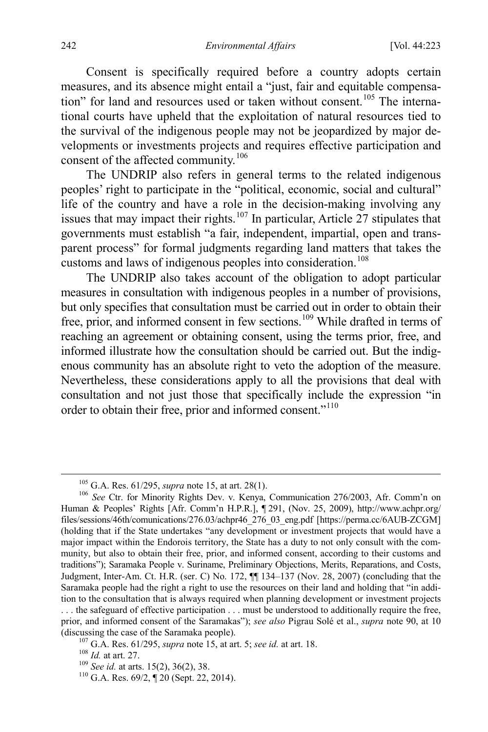Consent is specifically required before a country adopts certain measures, and its absence might entail a "just, fair and equitable compensation" for land and resources used or taken without consent.[105] The international courts have upheld that the exploitation of natural resources tied to the survival of the indigenous people may not be jeopardized by major developments or investments projects and requires effective participation and consent of the affected community.[106]

The UNDRIP also refers in general terms to the related indigenous peoples' right to participate in the "political, economic, social and cultural" life of the country and have a role in the decision-making involving any issues that may impact their rights.[107] In particular, Article 27 stipulates that governments must establish "a fair, independent, impartial, open and transparent process" for formal judgments regarding land matters that takes the customs and laws of indigenous peoples into consideration.[108]

The UNDRIP also takes account of the obligation to adopt particular measures in consultation with indigenous peoples in a number of provisions, but only specifies that consultation must be carried out in order to obtain their free, prior, and informed consent in few sections.[109] While drafted in terms of reaching an agreement or obtaining consent, using the terms prior, free, and informed illustrate how the consultation should be carried out. But the indigenous community has an absolute right to veto the adoption of the measure. Nevertheless, these considerations apply to all the provisions that deal with consultation and not just those that specifically include the expression "in order to obtain their free, prior and informed consent."[110]

---

[105] G.A. Res. 61/295, *supra* note 15, at art. 28(1).

[106] *See* Ctr. for Minority Rights Dev. v. Kenya, Communication 276/2003, Afr. Comm'n on Human & Peoples' Rights [Afr. Comm'n H.P.R.], ¶ 291, (Nov. 25, 2009), http://www.achpr.org/files/sessions/46th/comunications/276.03/achpr46_276_03_eng.pdf [https://perma.cc/6AUB-ZCGM] (holding that if the State undertakes "any development or investment projects that would have a major impact within the Endorois territory, the State has a duty to not only consult with the community, but also to obtain their free, prior, and informed consent, according to their customs and traditions"); Saramaka People v. Suriname, Preliminary Objections, Merits, Reparations, and Costs, Judgment, Inter-Am. Ct. H.R. (ser. C) No. 172, ¶¶ 134–137 (Nov. 28, 2007) (concluding that the Saramaka people had the right a right to use the resources on their land and holding that "in addition to the consultation that is always required when planning development or investment projects . . . the safeguard of effective participation . . . must be understood to additionally require the free, prior, and informed consent of the Saramakas"); *see also* Pigrau Solé et al., *supra* note 90, at 10 (discussing the case of the Saramaka people).

[107] G.A. Res. 61/295, *supra* note 15, at art. 5; *see id.* at art. 18.

[108] *Id.* at art. 27.

[109] *See id.* at arts. 15(2), 36(2), 38.

[110] G.A. Res. 69/2, ¶ 20 (Sept. 22, 2014).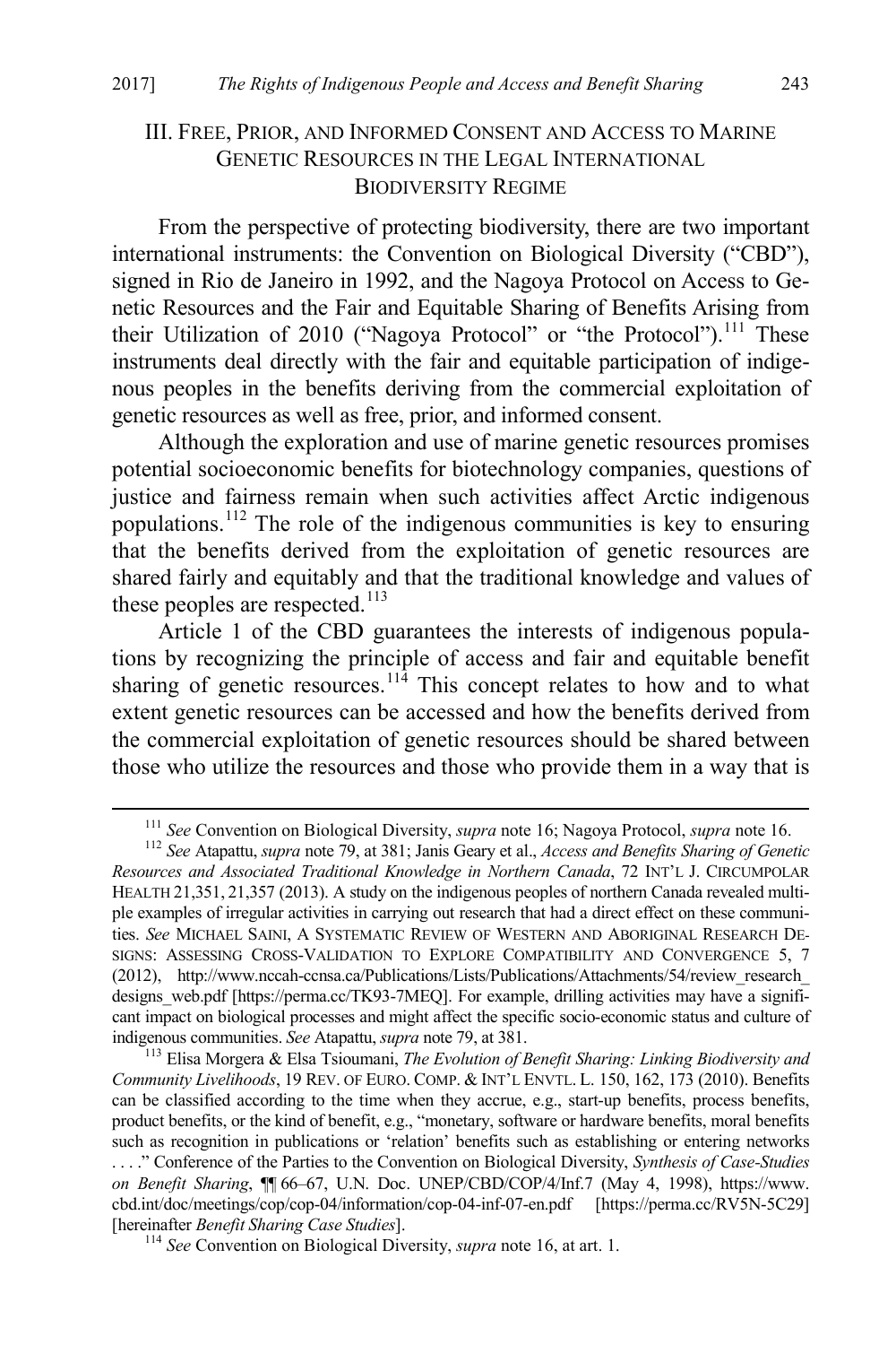## III. Free, Prior, and Informed Consent and Access to Marine Genetic Resources in the Legal International Biodiversity Regime

From the perspective of protecting biodiversity, there are two important international instruments: the Convention on Biological Diversity ("CBD"), signed in Rio de Janeiro in 1992, and the Nagoya Protocol on Access to Genetic Resources and the Fair and Equitable Sharing of Benefits Arising from their Utilization of 2010 ("Nagoya Protocol" or "the Protocol").[111] These instruments deal directly with the fair and equitable participation of indigenous peoples in the benefits deriving from the commercial exploitation of genetic resources as well as free, prior, and informed consent.

Although the exploration and use of marine genetic resources promises potential socioeconomic benefits for biotechnology companies, questions of justice and fairness remain when such activities affect Arctic indigenous populations.[112] The role of the indigenous communities is key to ensuring that the benefits derived from the exploitation of genetic resources are shared fairly and equitably and that the traditional knowledge and values of these peoples are respected.[113]

Article 1 of the CBD guarantees the interests of indigenous populations by recognizing the principle of access and fair and equitable benefit sharing of genetic resources.[114] This concept relates to how and to what extent genetic resources can be accessed and how the benefits derived from the commercial exploitation of genetic resources should be shared between those who utilize the resources and those who provide them in a way that is

---

[111] *See* Convention on Biological Diversity, *supra* note 16; Nagoya Protocol, *supra* note 16.

[112] *See* Atapattu, *supra* note 79, at 381; Janis Geary et al., *Access and Benefits Sharing of Genetic Resources and Associated Traditional Knowledge in Northern Canada*, 72 INT'L J. CIRCUMPOLAR HEALTH 21,351, 21,357 (2013). A study on the indigenous peoples of northern Canada revealed multiple examples of irregular activities in carrying out research that had a direct effect on these communities. *See* MICHAEL SAINI, A SYSTEMATIC REVIEW OF WESTERN AND ABORIGINAL RESEARCH DESIGNS: ASSESSING CROSS-VALIDATION TO EXPLORE COMPATIBILITY AND CONVERGENCE 5, 7 (2012), http://www.nccah-ccnsa.ca/Publications/Lists/Publications/Attachments/54/review_research_designs_web.pdf [https://perma.cc/TK93-7MEQ]. For example, drilling activities may have a significant impact on biological processes and might affect the specific socio-economic status and culture of indigenous communities. *See* Atapattu, *supra* note 79, at 381.

[113] Elisa Morgera & Elsa Tsioumani, *The Evolution of Benefit Sharing: Linking Biodiversity and Community Livelihoods*, 19 REV. OF EURO. COMP. & INT'L ENVTL. L. 150, 162, 173 (2010). Benefits can be classified according to the time when they accrue, e.g., start-up benefits, process benefits, product benefits, or the kind of benefit, e.g., "monetary, software or hardware benefits, moral benefits such as recognition in publications or 'relation' benefits such as establishing or entering networks . . . ." Conference of the Parties to the Convention on Biological Diversity, *Synthesis of Case-Studies on Benefit Sharing*, ¶¶ 66–67, U.N. Doc. UNEP/CBD/COP/4/Inf.7 (May 4, 1998), https://www.cbd.int/doc/meetings/cop/cop-04/information/cop-04-inf-07-en.pdf [https://perma.cc/RV5N-5C29] [hereinafter *Benefit Sharing Case Studies*].

[114] *See* Convention on Biological Diversity, *supra* note 16, at art. 1.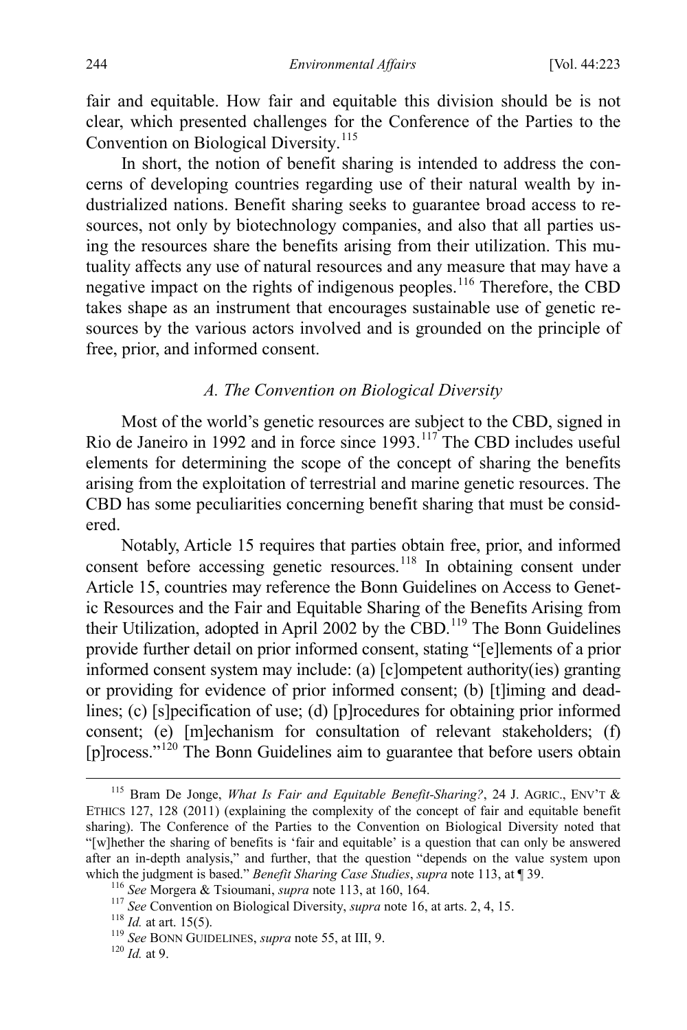fair and equitable. How fair and equitable this division should be is not clear, which presented challenges for the Conference of the Parties to the Convention on Biological Diversity.[115]

In short, the notion of benefit sharing is intended to address the concerns of developing countries regarding use of their natural wealth by industrialized nations. Benefit sharing seeks to guarantee broad access to resources, not only by biotechnology companies, and also that all parties using the resources share the benefits arising from their utilization. This mutuality affects any use of natural resources and any measure that may have a negative impact on the rights of indigenous peoples.[116] Therefore, the CBD takes shape as an instrument that encourages sustainable use of genetic resources by the various actors involved and is grounded on the principle of free, prior, and informed consent.

### *A. The Convention on Biological Diversity*

Most of the world's genetic resources are subject to the CBD, signed in Rio de Janeiro in 1992 and in force since 1993.[117] The CBD includes useful elements for determining the scope of the concept of sharing the benefits arising from the exploitation of terrestrial and marine genetic resources. The CBD has some peculiarities concerning benefit sharing that must be considered.

Notably, Article 15 requires that parties obtain free, prior, and informed consent before accessing genetic resources.[118] In obtaining consent under Article 15, countries may reference the Bonn Guidelines on Access to Genetic Resources and the Fair and Equitable Sharing of the Benefits Arising from their Utilization, adopted in April 2002 by the CBD.[119] The Bonn Guidelines provide further detail on prior informed consent, stating "[e]lements of a prior informed consent system may include: (a) [c]ompetent authority(ies) granting or providing for evidence of prior informed consent; (b) [t]iming and deadlines; (c) [s]pecification of use; (d) [p]rocedures for obtaining prior informed consent; (e) [m]echanism for consultation of relevant stakeholders; (f) [p]rocess."[120] The Bonn Guidelines aim to guarantee that before users obtain

---

[115] Bram De Jonge, *What Is Fair and Equitable Benefit-Sharing?*, 24 J. AGRIC., ENV'T & ETHICS 127, 128 (2011) (explaining the complexity of the concept of fair and equitable benefit sharing). The Conference of the Parties to the Convention on Biological Diversity noted that "[w]hether the sharing of benefits is 'fair and equitable' is a question that can only be answered after an in-depth analysis," and further, that the question "depends on the value system upon which the judgment is based." *Benefit Sharing Case Studies*, *supra* note 113, at ¶ 39.

[116] *See* Morgera & Tsioumani, *supra* note 113, at 160, 164.

[117] *See* Convention on Biological Diversity, *supra* note 16, at arts. 2, 4, 15.

[118] *Id.* at art. 15(5).

[119] *See* BONN GUIDELINES, *supra* note 55, at III, 9.

[120] *Id.* at 9.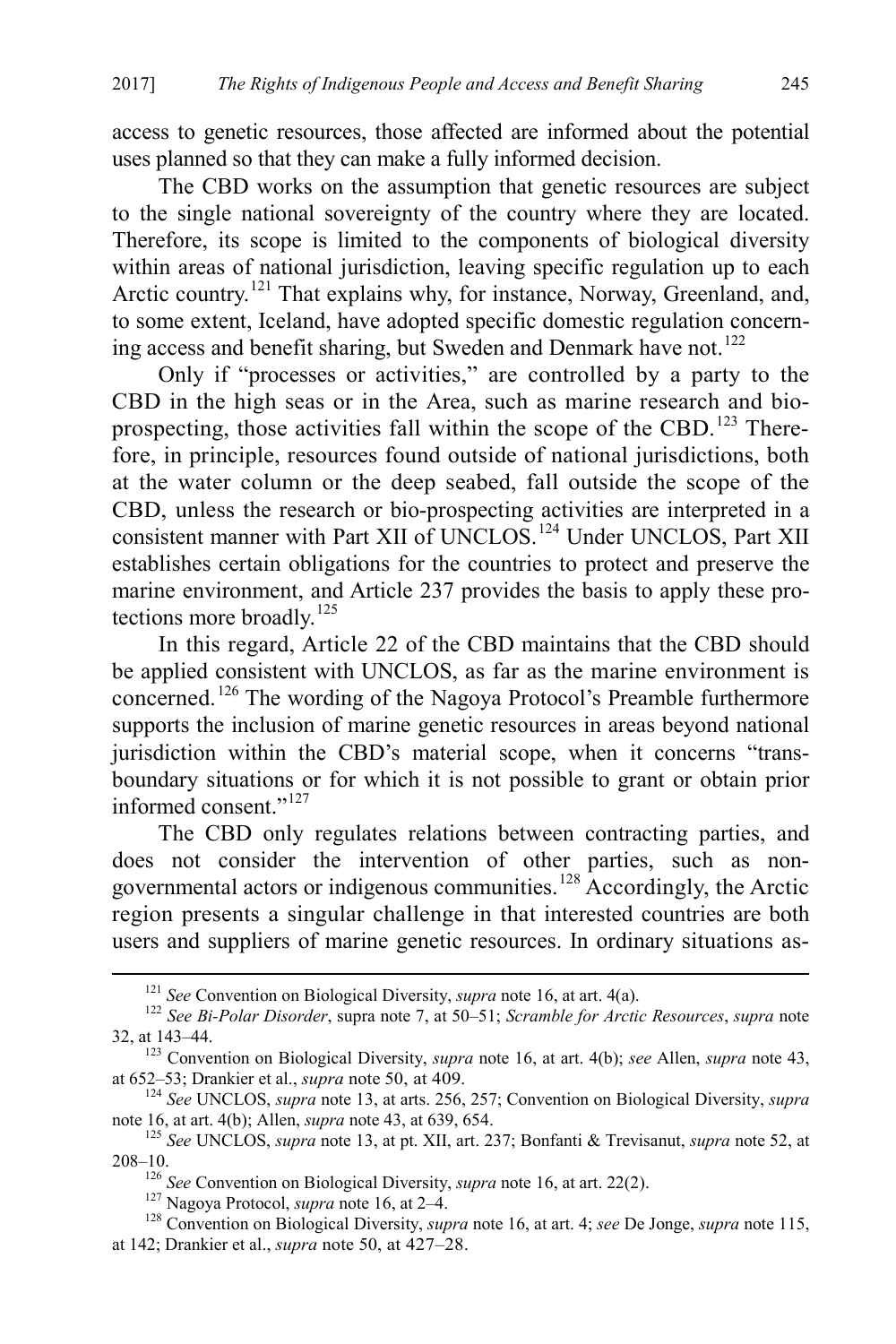access to genetic resources, those affected are informed about the potential uses planned so that they can make a fully informed decision.

The CBD works on the assumption that genetic resources are subject to the single national sovereignty of the country where they are located. Therefore, its scope is limited to the components of biological diversity within areas of national jurisdiction, leaving specific regulation up to each Arctic country.[121] That explains why, for instance, Norway, Greenland, and, to some extent, Iceland, have adopted specific domestic regulation concerning access and benefit sharing, but Sweden and Denmark have not.[122]

Only if "processes or activities," are controlled by a party to the CBD in the high seas or in the Area, such as marine research and bio-prospecting, those activities fall within the scope of the CBD.[123] Therefore, in principle, resources found outside of national jurisdictions, both at the water column or the deep seabed, fall outside the scope of the CBD, unless the research or bio-prospecting activities are interpreted in a consistent manner with Part XII of UNCLOS.[124] Under UNCLOS, Part XII establishes certain obligations for the countries to protect and preserve the marine environment, and Article 237 provides the basis to apply these protections more broadly.[125]

In this regard, Article 22 of the CBD maintains that the CBD should be applied consistent with UNCLOS, as far as the marine environment is concerned.[126] The wording of the Nagoya Protocol's Preamble furthermore supports the inclusion of marine genetic resources in areas beyond national jurisdiction within the CBD's material scope, when it concerns "trans-boundary situations or for which it is not possible to grant or obtain prior informed consent."[127]

The CBD only regulates relations between contracting parties, and does not consider the intervention of other parties, such as non-governmental actors or indigenous communities.[128] Accordingly, the Arctic region presents a singular challenge in that interested countries are both users and suppliers of marine genetic resources. In ordinary situations as-

---

[121] *See* Convention on Biological Diversity, *supra* note 16, at art. 4(a).

[122] *See Bi-Polar Disorder*, supra note 7, at 50–51; *Scramble for Arctic Resources*, *supra* note 32, at 143–44.

[123] Convention on Biological Diversity, *supra* note 16, at art. 4(b); *see* Allen, *supra* note 43, at 652–53; Drankier et al., *supra* note 50, at 409.

[124] *See* UNCLOS, *supra* note 13, at arts. 256, 257; Convention on Biological Diversity, *supra* note 16, at art. 4(b); Allen, *supra* note 43, at 639, 654.

[125] *See* UNCLOS, *supra* note 13, at pt. XII, art. 237; Bonfanti & Trevisanut, *supra* note 52, at 208–10.

[126] *See* Convention on Biological Diversity, *supra* note 16, at art. 22(2).

[127] Nagoya Protocol, *supra* note 16, at 2–4.

[128] Convention on Biological Diversity, *supra* note 16, at art. 4; *see* De Jonge, *supra* note 115, at 142; Drankier et al., *supra* note 50, at 427–28.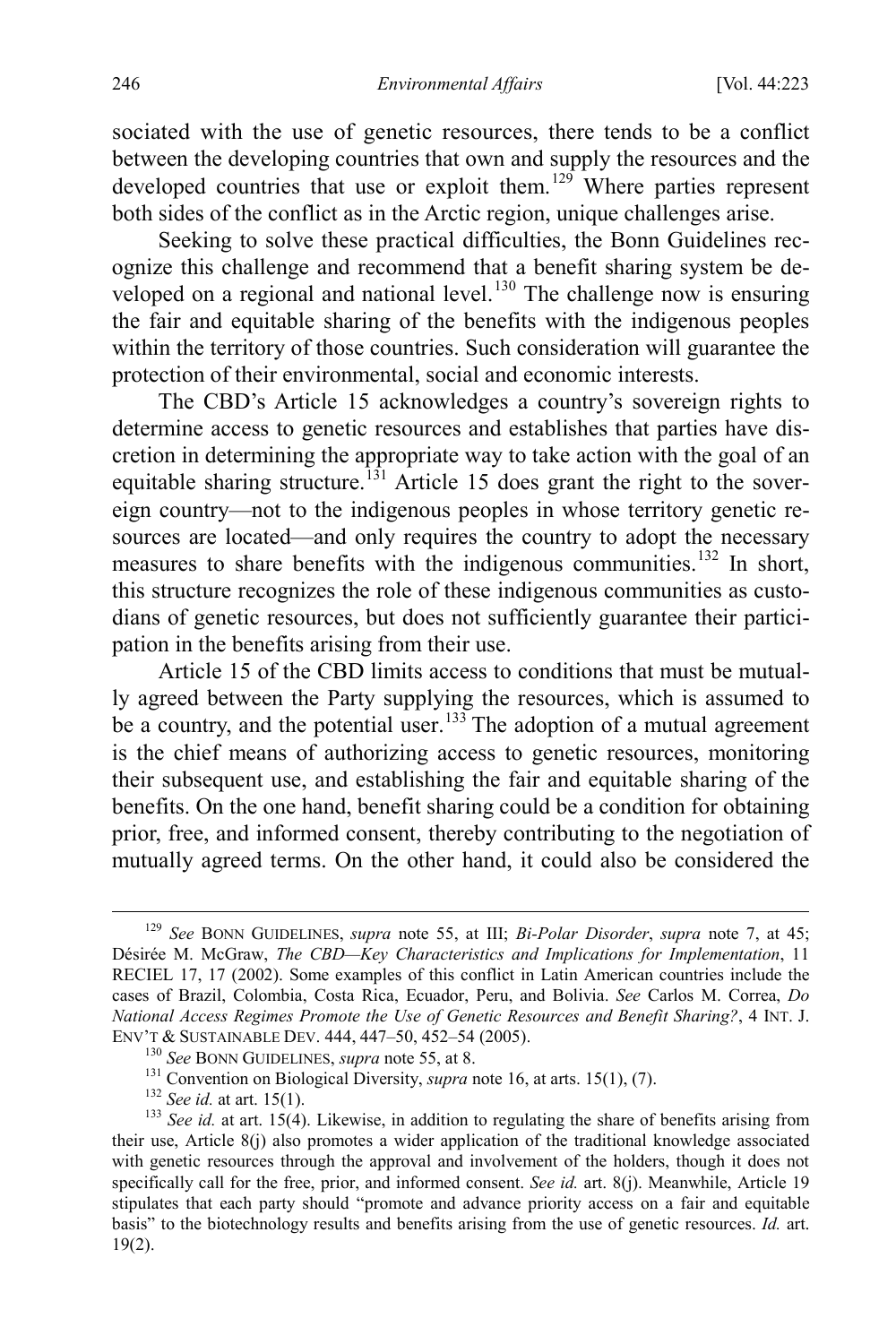sociated with the use of genetic resources, there tends to be a conflict between the developing countries that own and supply the resources and the developed countries that use or exploit them.[129] Where parties represent both sides of the conflict as in the Arctic region, unique challenges arise.

Seeking to solve these practical difficulties, the Bonn Guidelines recognize this challenge and recommend that a benefit sharing system be developed on a regional and national level.[130] The challenge now is ensuring the fair and equitable sharing of the benefits with the indigenous peoples within the territory of those countries. Such consideration will guarantee the protection of their environmental, social and economic interests.

The CBD's Article 15 acknowledges a country's sovereign rights to determine access to genetic resources and establishes that parties have discretion in determining the appropriate way to take action with the goal of an equitable sharing structure.[131] Article 15 does grant the right to the sovereign country—not to the indigenous peoples in whose territory genetic resources are located—and only requires the country to adopt the necessary measures to share benefits with the indigenous communities.[132] In short, this structure recognizes the role of these indigenous communities as custodians of genetic resources, but does not sufficiently guarantee their participation in the benefits arising from their use.

Article 15 of the CBD limits access to conditions that must be mutually agreed between the Party supplying the resources, which is assumed to be a country, and the potential user.[133] The adoption of a mutual agreement is the chief means of authorizing access to genetic resources, monitoring their subsequent use, and establishing the fair and equitable sharing of the benefits. On the one hand, benefit sharing could be a condition for obtaining prior, free, and informed consent, thereby contributing to the negotiation of mutually agreed terms. On the other hand, it could also be considered the

---

[129] *See* Bonn Guidelines, *supra* note 55, at III; *Bi-Polar Disorder*, *supra* note 7, at 45; Désirée M. McGraw, *The CBD—Key Characteristics and Implications for Implementation*, 11 RECIEL 17, 17 (2002). Some examples of this conflict in Latin American countries include the cases of Brazil, Colombia, Costa Rica, Ecuador, Peru, and Bolivia. *See* Carlos M. Correa, *Do National Access Regimes Promote the Use of Genetic Resources and Benefit Sharing?*, 4 Int. J. Env't & Sustainable Dev. 444, 447–50, 452–54 (2005).

[130] *See* Bonn Guidelines, *supra* note 55, at 8.

[131] Convention on Biological Diversity, *supra* note 16, at arts. 15(1), (7).

[132] *See id.* at art. 15(1).

[133] *See id.* at art. 15(4). Likewise, in addition to regulating the share of benefits arising from their use, Article 8(j) also promotes a wider application of the traditional knowledge associated with genetic resources through the approval and involvement of the holders, though it does not specifically call for the free, prior, and informed consent. *See id.* art. 8(j). Meanwhile, Article 19 stipulates that each party should "promote and advance priority access on a fair and equitable basis" to the biotechnology results and benefits arising from the use of genetic resources. *Id.* art. 19(2).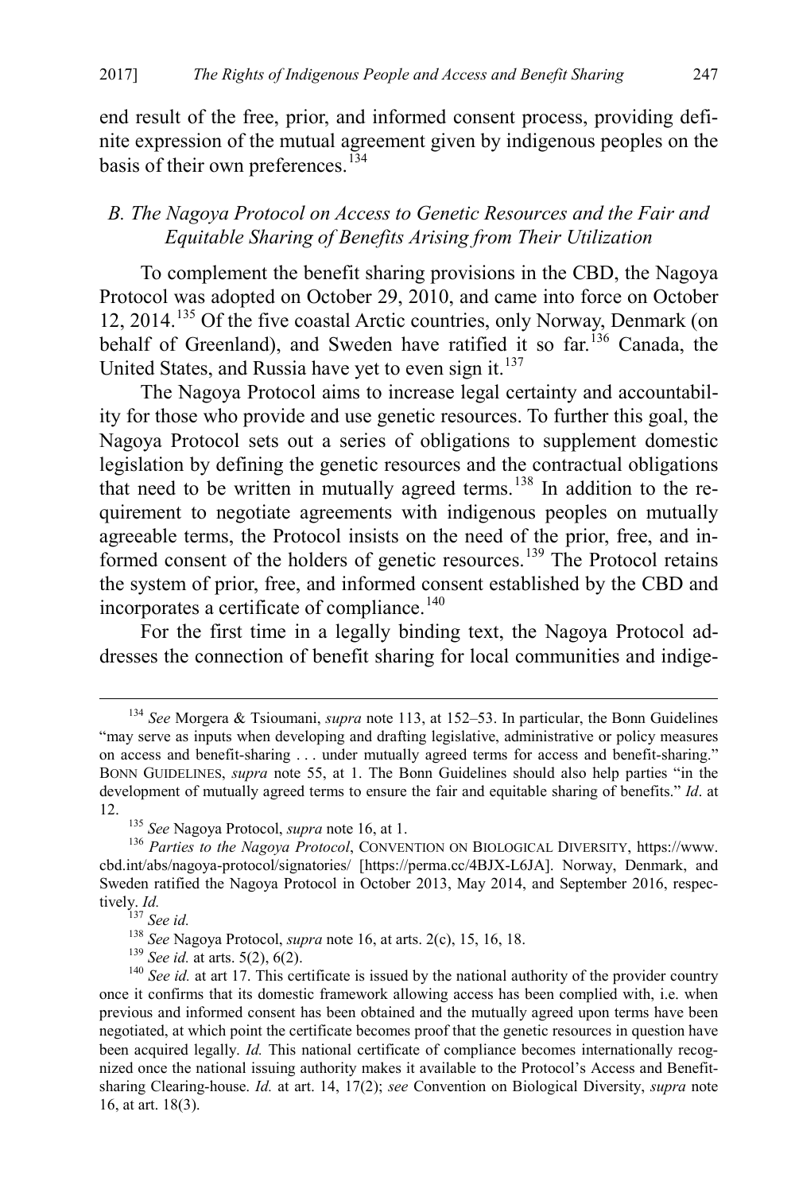end result of the free, prior, and informed consent process, providing definite expression of the mutual agreement given by indigenous peoples on the basis of their own preferences.[134]

### *B. The Nagoya Protocol on Access to Genetic Resources and the Fair and Equitable Sharing of Benefits Arising from Their Utilization*

To complement the benefit sharing provisions in the CBD, the Nagoya Protocol was adopted on October 29, 2010, and came into force on October 12, 2014.[135] Of the five coastal Arctic countries, only Norway, Denmark (on behalf of Greenland), and Sweden have ratified it so far.[136] Canada, the United States, and Russia have yet to even sign it.[137]

The Nagoya Protocol aims to increase legal certainty and accountability for those who provide and use genetic resources. To further this goal, the Nagoya Protocol sets out a series of obligations to supplement domestic legislation by defining the genetic resources and the contractual obligations that need to be written in mutually agreed terms.[138] In addition to the requirement to negotiate agreements with indigenous peoples on mutually agreeable terms, the Protocol insists on the need of the prior, free, and informed consent of the holders of genetic resources.[139] The Protocol retains the system of prior, free, and informed consent established by the CBD and incorporates a certificate of compliance.[140]

For the first time in a legally binding text, the Nagoya Protocol addresses the connection of benefit sharing for local communities and indige-

---

[134] *See* Morgera & Tsioumani, *supra* note 113, at 152–53. In particular, the Bonn Guidelines "may serve as inputs when developing and drafting legislative, administrative or policy measures on access and benefit-sharing . . . under mutually agreed terms for access and benefit-sharing." BONN GUIDELINES, *supra* note 55, at 1. The Bonn Guidelines should also help parties "in the development of mutually agreed terms to ensure the fair and equitable sharing of benefits." *Id*. at 12.

[135] *See* Nagoya Protocol, *supra* note 16, at 1.

[136] *Parties to the Nagoya Protocol*, CONVENTION ON BIOLOGICAL DIVERSITY, https://www.cbd.int/abs/nagoya-protocol/signatories/ [https://perma.cc/4BJX-L6JA]. Norway, Denmark, and Sweden ratified the Nagoya Protocol in October 2013, May 2014, and September 2016, respectively. *Id.*

[137] *See id.*

[138] *See* Nagoya Protocol, *supra* note 16, at arts. 2(c), 15, 16, 18.

[139] *See id.* at arts. 5(2), 6(2).

[140] *See id.* at art 17. This certificate is issued by the national authority of the provider country once it confirms that its domestic framework allowing access has been complied with, i.e. when previous and informed consent has been obtained and the mutually agreed upon terms have been negotiated, at which point the certificate becomes proof that the genetic resources in question have been acquired legally. *Id.* This national certificate of compliance becomes internationally recognized once the national issuing authority makes it available to the Protocol's Access and Benefit-sharing Clearing-house. *Id.* at art. 14, 17(2); *see* Convention on Biological Diversity, *supra* note 16, at art. 18(3).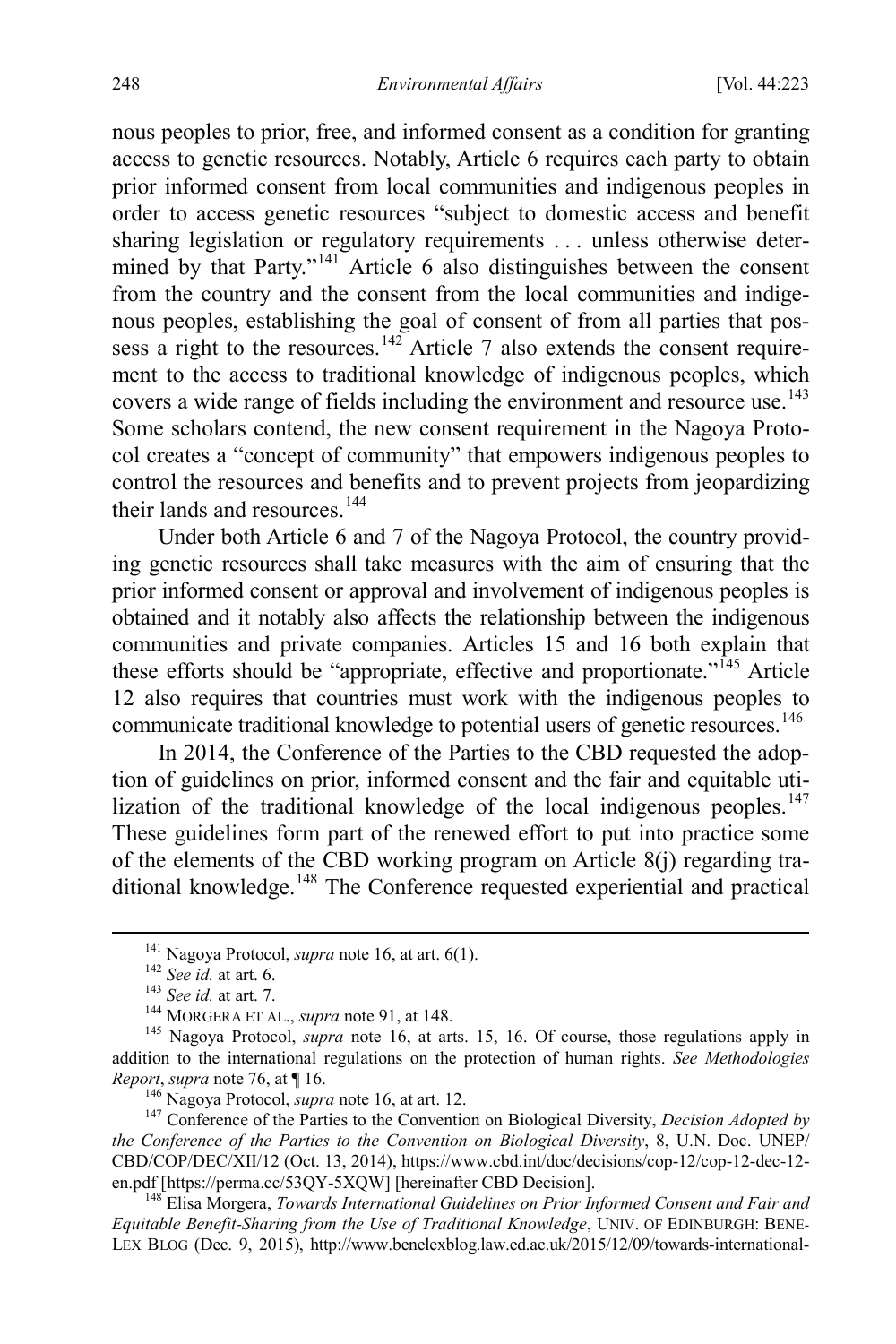nous peoples to prior, free, and informed consent as a condition for granting access to genetic resources. Notably, Article 6 requires each party to obtain prior informed consent from local communities and indigenous peoples in order to access genetic resources "subject to domestic access and benefit sharing legislation or regulatory requirements . . . unless otherwise determined by that Party."[141] Article 6 also distinguishes between the consent from the country and the consent from the local communities and indigenous peoples, establishing the goal of consent of from all parties that possess a right to the resources.[142] Article 7 also extends the consent requirement to the access to traditional knowledge of indigenous peoples, which covers a wide range of fields including the environment and resource use.[143] Some scholars contend, the new consent requirement in the Nagoya Protocol creates a "concept of community" that empowers indigenous peoples to control the resources and benefits and to prevent projects from jeopardizing their lands and resources.[144]

Under both Article 6 and 7 of the Nagoya Protocol, the country providing genetic resources shall take measures with the aim of ensuring that the prior informed consent or approval and involvement of indigenous peoples is obtained and it notably also affects the relationship between the indigenous communities and private companies. Articles 15 and 16 both explain that these efforts should be "appropriate, effective and proportionate."[145] Article 12 also requires that countries must work with the indigenous peoples to communicate traditional knowledge to potential users of genetic resources.[146]

In 2014, the Conference of the Parties to the CBD requested the adoption of guidelines on prior, informed consent and the fair and equitable utilization of the traditional knowledge of the local indigenous peoples.[147] These guidelines form part of the renewed effort to put into practice some of the elements of the CBD working program on Article 8(j) regarding traditional knowledge.[148] The Conference requested experiential and practical

---

[141] Nagoya Protocol, *supra* note 16, at art. 6(1).

[142] *See id.* at art. 6.

[143] *See id.* at art. 7.

[144] MORGERA ET AL., *supra* note 91, at 148.

[145] Nagoya Protocol, *supra* note 16, at arts. 15, 16. Of course, those regulations apply in addition to the international regulations on the protection of human rights. *See Methodologies Report*, *supra* note 76, at ¶ 16.

[146] Nagoya Protocol, *supra* note 16, at art. 12.

[147] Conference of the Parties to the Convention on Biological Diversity, *Decision Adopted by the Conference of the Parties to the Convention on Biological Diversity*, 8, U.N. Doc. UNEP/CBD/COP/DEC/XII/12 (Oct. 13, 2014), https://www.cbd.int/doc/decisions/cop-12/cop-12-dec-12-en.pdf [https://perma.cc/53QY-5XQW] [hereinafter CBD Decision].

[148] Elisa Morgera, *Towards International Guidelines on Prior Informed Consent and Fair and Equitable Benefit-Sharing from the Use of Traditional Knowledge*, UNIV. OF EDINBURGH: BENELEX BLOG (Dec. 9, 2015), http://www.benelexblog.law.ed.ac.uk/2015/12/09/towards-international-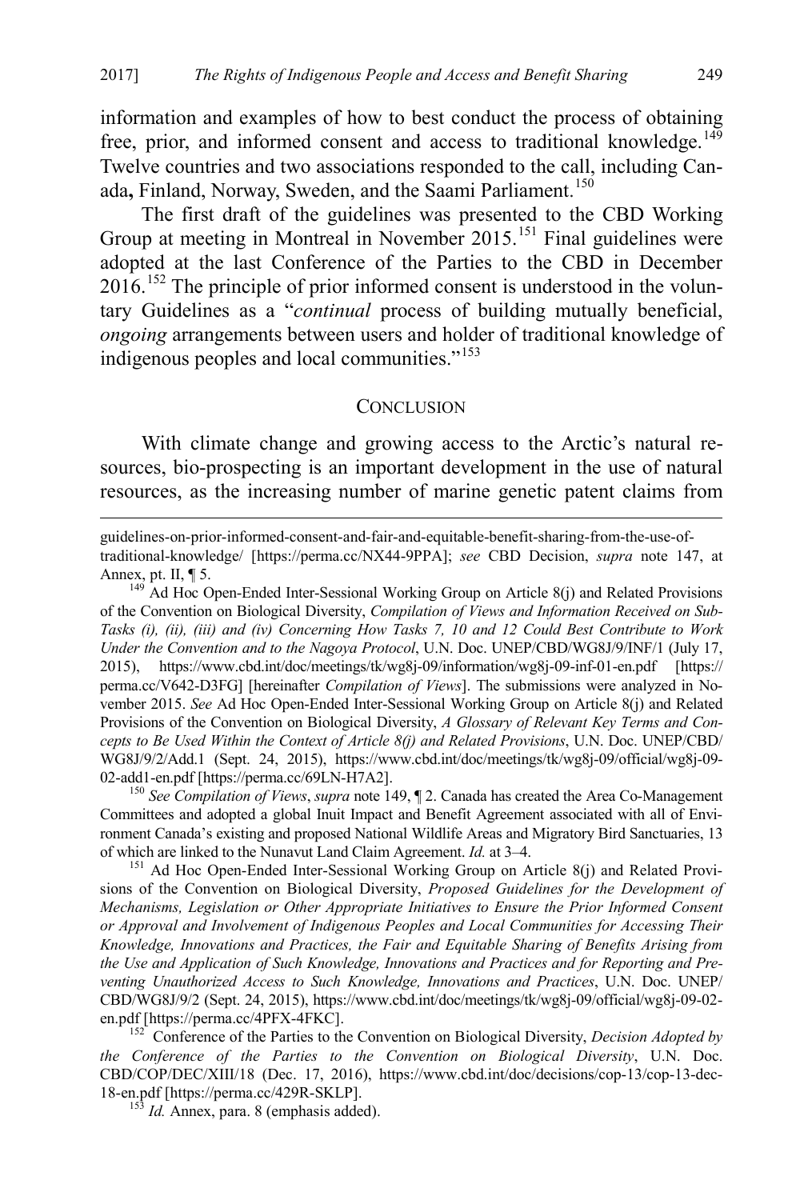information and examples of how to best conduct the process of obtaining free, prior, and informed consent and access to traditional knowledge.[149] Twelve countries and two associations responded to the call, including Canada**,** Finland, Norway, Sweden, and the Saami Parliament.[150]

The first draft of the guidelines was presented to the CBD Working Group at meeting in Montreal in November 2015.[151] Final guidelines were adopted at the last Conference of the Parties to the CBD in December 2016.[152] The principle of prior informed consent is understood in the voluntary Guidelines as a "*continual* process of building mutually beneficial, *ongoing* arrangements between users and holder of traditional knowledge of indigenous peoples and local communities."[153]

## CONCLUSION

With climate change and growing access to the Arctic's natural resources, bio-prospecting is an important development in the use of natural resources, as the increasing number of marine genetic patent claims from

---

guidelines-on-prior-informed-consent-and-fair-and-equitable-benefit-sharing-from-the-use-of-traditional-knowledge/ [https://perma.cc/NX44-9PPA]; *see* CBD Decision, *supra* note 147, at Annex, pt. II, ¶ 5.

[149] Ad Hoc Open-Ended Inter-Sessional Working Group on Article 8(j) and Related Provisions of the Convention on Biological Diversity, *Compilation of Views and Information Received on Sub-Tasks (i), (ii), (iii) and (iv) Concerning How Tasks 7, 10 and 12 Could Best Contribute to Work Under the Convention and to the Nagoya Protocol*, U.N. Doc. UNEP/CBD/WG8J/9/INF/1 (July 17, 2015), https://www.cbd.int/doc/meetings/tk/wg8j-09/information/wg8j-09-inf-01-en.pdf [https://perma.cc/V642-D3FG] [hereinafter *Compilation of Views*]. The submissions were analyzed in November 2015. *See* Ad Hoc Open-Ended Inter-Sessional Working Group on Article 8(j) and Related Provisions of the Convention on Biological Diversity, *A Glossary of Relevant Key Terms and Concepts to Be Used Within the Context of Article 8(j) and Related Provisions*, U.N. Doc. UNEP/CBD/WG8J/9/2/Add.1 (Sept. 24, 2015), https://www.cbd.int/doc/meetings/tk/wg8j-09/official/wg8j-09-02-add1-en.pdf [https://perma.cc/69LN-H7A2].

[150] *See Compilation of Views*, *supra* note 149, ¶ 2. Canada has created the Area Co-Management Committees and adopted a global Inuit Impact and Benefit Agreement associated with all of Environment Canada's existing and proposed National Wildlife Areas and Migratory Bird Sanctuaries, 13 of which are linked to the Nunavut Land Claim Agreement. *Id.* at 3–4.

[151] Ad Hoc Open-Ended Inter-Sessional Working Group on Article 8(j) and Related Provisions of the Convention on Biological Diversity, *Proposed Guidelines for the Development of Mechanisms, Legislation or Other Appropriate Initiatives to Ensure the Prior Informed Consent or Approval and Involvement of Indigenous Peoples and Local Communities for Accessing Their Knowledge, Innovations and Practices, the Fair and Equitable Sharing of Benefits Arising from the Use and Application of Such Knowledge, Innovations and Practices and for Reporting and Preventing Unauthorized Access to Such Knowledge, Innovations and Practices*, U.N. Doc. UNEP/CBD/WG8J/9/2 (Sept. 24, 2015), https://www.cbd.int/doc/meetings/tk/wg8j-09/official/wg8j-09-02-en.pdf [https://perma.cc/4PFX-4FKC].

[152] Conference of the Parties to the Convention on Biological Diversity, *Decision Adopted by the Conference of the Parties to the Convention on Biological Diversity*, U.N. Doc. CBD/COP/DEC/XIII/18 (Dec. 17, 2016), https://www.cbd.int/doc/decisions/cop-13/cop-13-dec-18-en.pdf [https://perma.cc/429R-SKLP].

[153] *Id.* Annex, para. 8 (emphasis added).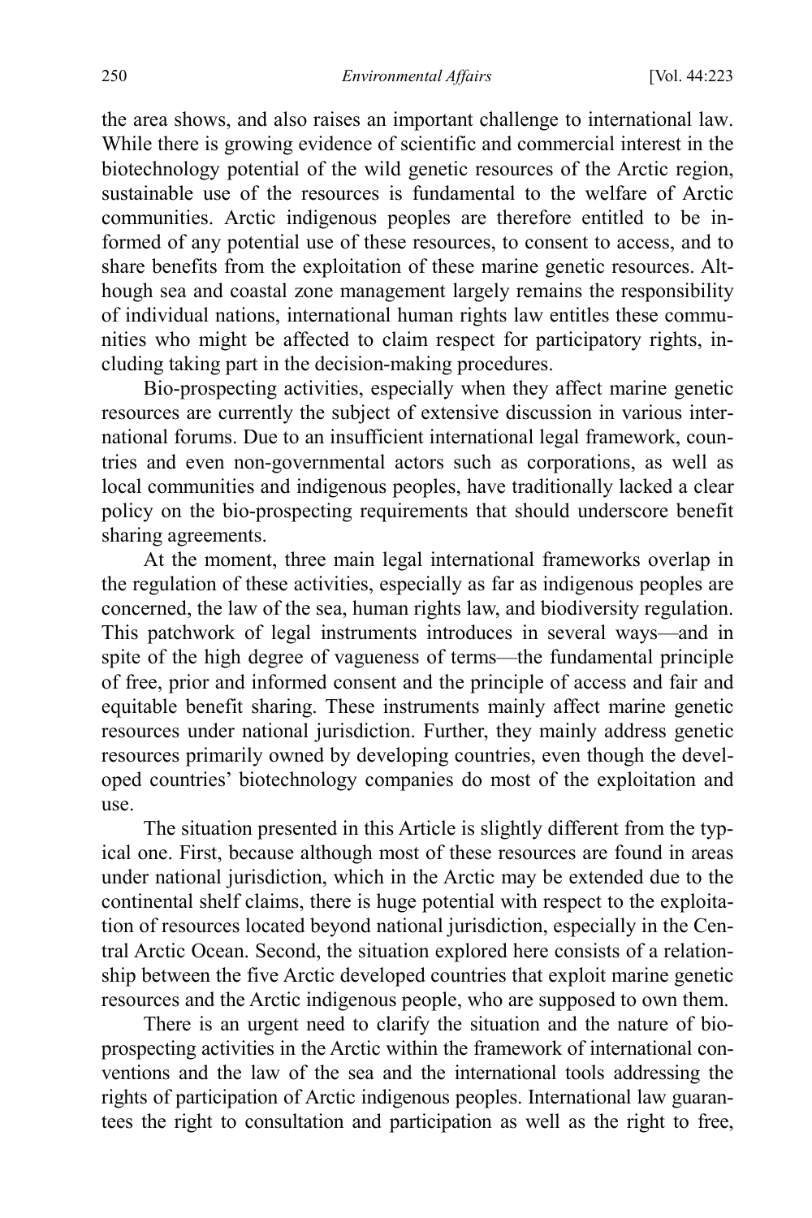the area shows, and also raises an important challenge to international law. While there is growing evidence of scientific and commercial interest in the biotechnology potential of the wild genetic resources of the Arctic region, sustainable use of the resources is fundamental to the welfare of Arctic communities. Arctic indigenous peoples are therefore entitled to be informed of any potential use of these resources, to consent to access, and to share benefits from the exploitation of these marine genetic resources. Although sea and coastal zone management largely remains the responsibility of individual nations, international human rights law entitles these communities who might be affected to claim respect for participatory rights, including taking part in the decision-making procedures.

Bio-prospecting activities, especially when they affect marine genetic resources are currently the subject of extensive discussion in various international forums. Due to an insufficient international legal framework, countries and even non-governmental actors such as corporations, as well as local communities and indigenous peoples, have traditionally lacked a clear policy on the bio-prospecting requirements that should underscore benefit sharing agreements.

At the moment, three main legal international frameworks overlap in the regulation of these activities, especially as far as indigenous peoples are concerned, the law of the sea, human rights law, and biodiversity regulation. This patchwork of legal instruments introduces in several ways—and in spite of the high degree of vagueness of terms—the fundamental principle of free, prior and informed consent and the principle of access and fair and equitable benefit sharing. These instruments mainly affect marine genetic resources under national jurisdiction. Further, they mainly address genetic resources primarily owned by developing countries, even though the developed countries' biotechnology companies do most of the exploitation and use.

The situation presented in this Article is slightly different from the typical one. First, because although most of these resources are found in areas under national jurisdiction, which in the Arctic may be extended due to the continental shelf claims, there is huge potential with respect to the exploitation of resources located beyond national jurisdiction, especially in the Central Arctic Ocean. Second, the situation explored here consists of a relationship between the five Arctic developed countries that exploit marine genetic resources and the Arctic indigenous people, who are supposed to own them.

There is an urgent need to clarify the situation and the nature of bio-prospecting activities in the Arctic within the framework of international conventions and the law of the sea and the international tools addressing the rights of participation of Arctic indigenous peoples. International law guarantees the right to consultation and participation as well as the right to free,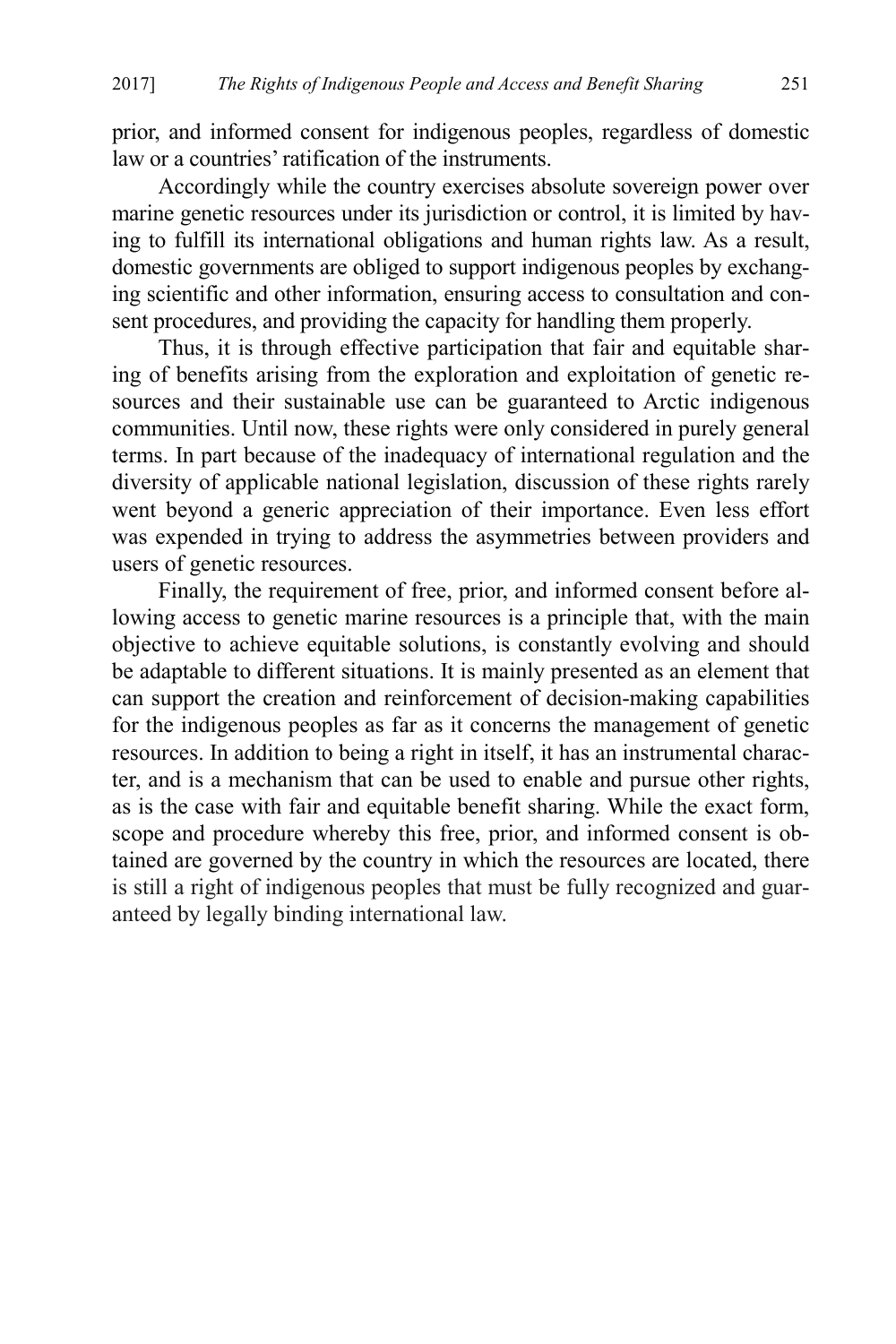prior, and informed consent for indigenous peoples, regardless of domestic law or a countries' ratification of the instruments.

Accordingly while the country exercises absolute sovereign power over marine genetic resources under its jurisdiction or control, it is limited by having to fulfill its international obligations and human rights law. As a result, domestic governments are obliged to support indigenous peoples by exchanging scientific and other information, ensuring access to consultation and consent procedures, and providing the capacity for handling them properly.

Thus, it is through effective participation that fair and equitable sharing of benefits arising from the exploration and exploitation of genetic resources and their sustainable use can be guaranteed to Arctic indigenous communities. Until now, these rights were only considered in purely general terms. In part because of the inadequacy of international regulation and the diversity of applicable national legislation, discussion of these rights rarely went beyond a generic appreciation of their importance. Even less effort was expended in trying to address the asymmetries between providers and users of genetic resources.

Finally, the requirement of free, prior, and informed consent before allowing access to genetic marine resources is a principle that, with the main objective to achieve equitable solutions, is constantly evolving and should be adaptable to different situations. It is mainly presented as an element that can support the creation and reinforcement of decision-making capabilities for the indigenous peoples as far as it concerns the management of genetic resources. In addition to being a right in itself, it has an instrumental character, and is a mechanism that can be used to enable and pursue other rights, as is the case with fair and equitable benefit sharing. While the exact form, scope and procedure whereby this free, prior, and informed consent is obtained are governed by the country in which the resources are located, there is still a right of indigenous peoples that must be fully recognized and guaranteed by legally binding international law.